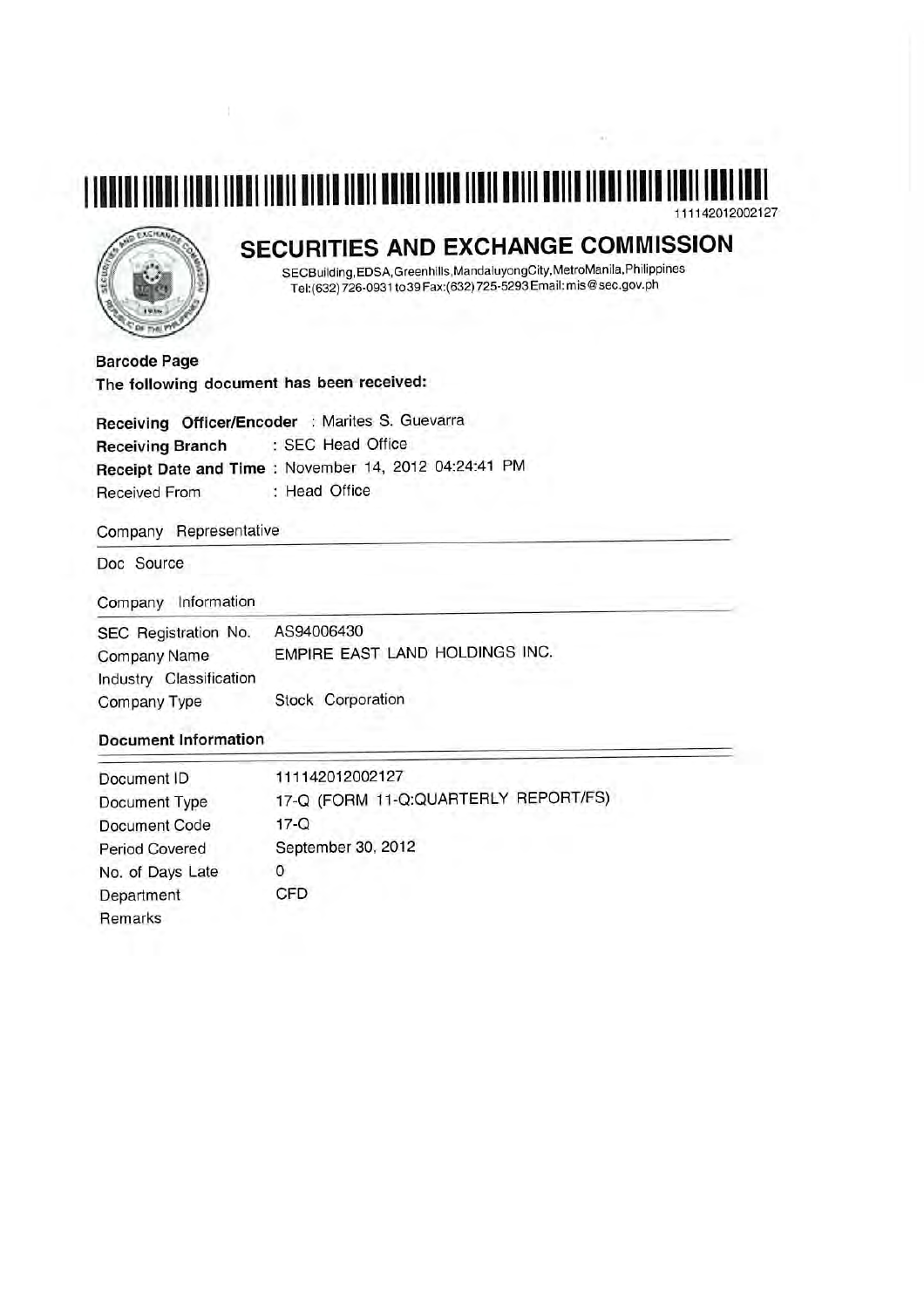111142012002127

# SECURITIES AND EXCHANGE COMMISSION

SECBuilding,EDSA,Greenhills,MandaluyongCity,MetroManila,Philippines
Tel:(632)726-0931 to39 Fax:(632)725-5293 Email:mis@sec.gov.ph

**Barcode Page**

**The following document has been received:**

**Receiving Officer/Encoder** : Marites S. Guevarra
**Receiving Branch** : SEC Head Office
**Receipt Date and Time** : November 14, 2012 04:24:41 PM
Received From : Head Office

## Company Representative

Doc Source

## Company Information

| | |
|---|---|
| SEC Registration No. | AS94006430 |
| Company Name | EMPIRE EAST LAND HOLDINGS INC. |
| Industry Classification | |
| Company Type | Stock Corporation |

## Document Information

| | |
|---|---|
| Document ID | 111142012002127 |
| Document Type | 17-Q (FORM 11-Q:QUARTERLY REPORT/FS) |
| Document Code | 17-Q |
| Period Covered | September 30, 2012 |
| No. of Days Late | 0 |
| Department | CFD |
| Remarks | |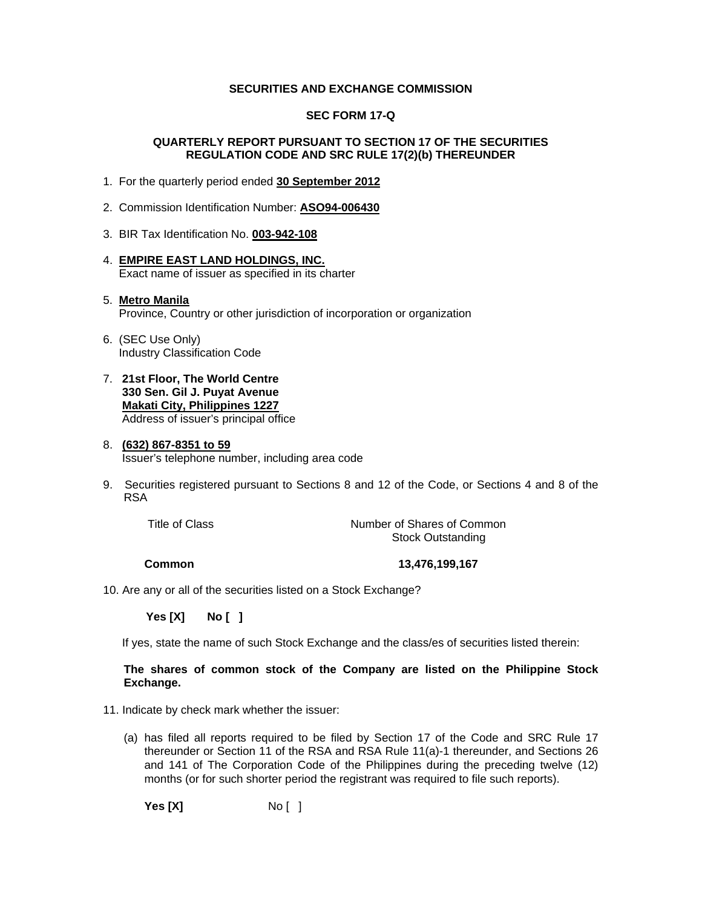**SECURITIES AND EXCHANGE COMMISSION**

**SEC FORM 17-Q**

**QUARTERLY REPORT PURSUANT TO SECTION 17 OF THE SECURITIES REGULATION CODE AND SRC RULE 17(2)(b) THEREUNDER**

1. For the quarterly period ended **30 September 2012**

2. Commission Identification Number: **ASO94-006430**

3. BIR Tax Identification No. **003-942-108**

4. **EMPIRE EAST LAND HOLDINGS, INC.**
   Exact name of issuer as specified in its charter

5. **Metro Manila**
   Province, Country or other jurisdiction of incorporation or organization

6. (SEC Use Only)
   Industry Classification Code

7. **21st Floor, The World Centre**
   **330 Sen. Gil J. Puyat Avenue**
   **Makati City, Philippines 1227**
   Address of issuer's principal office

8. **(632) 867-8351 to 59**
   Issuer's telephone number, including area code

9. Securities registered pursuant to Sections 8 and 12 of the Code, or Sections 4 and 8 of the RSA

| Title of Class | Number of Shares of Common Stock Outstanding |
|---|---|
| **Common** | **13,476,199,167** |

10. Are any or all of the securities listed on a Stock Exchange?

    **Yes [X]** **No [ ]**

    If yes, state the name of such Stock Exchange and the class/es of securities listed therein:

    **The shares of common stock of the Company are listed on the Philippine Stock Exchange.**

11. Indicate by check mark whether the issuer:

    (a) has filed all reports required to be filed by Section 17 of the Code and SRC Rule 17 thereunder or Section 11 of the RSA and RSA Rule 11(a)-1 thereunder, and Sections 26 and 141 of The Corporation Code of the Philippines during the preceding twelve (12) months (or for such shorter period the registrant was required to file such reports).

    **Yes [X]** No [ ]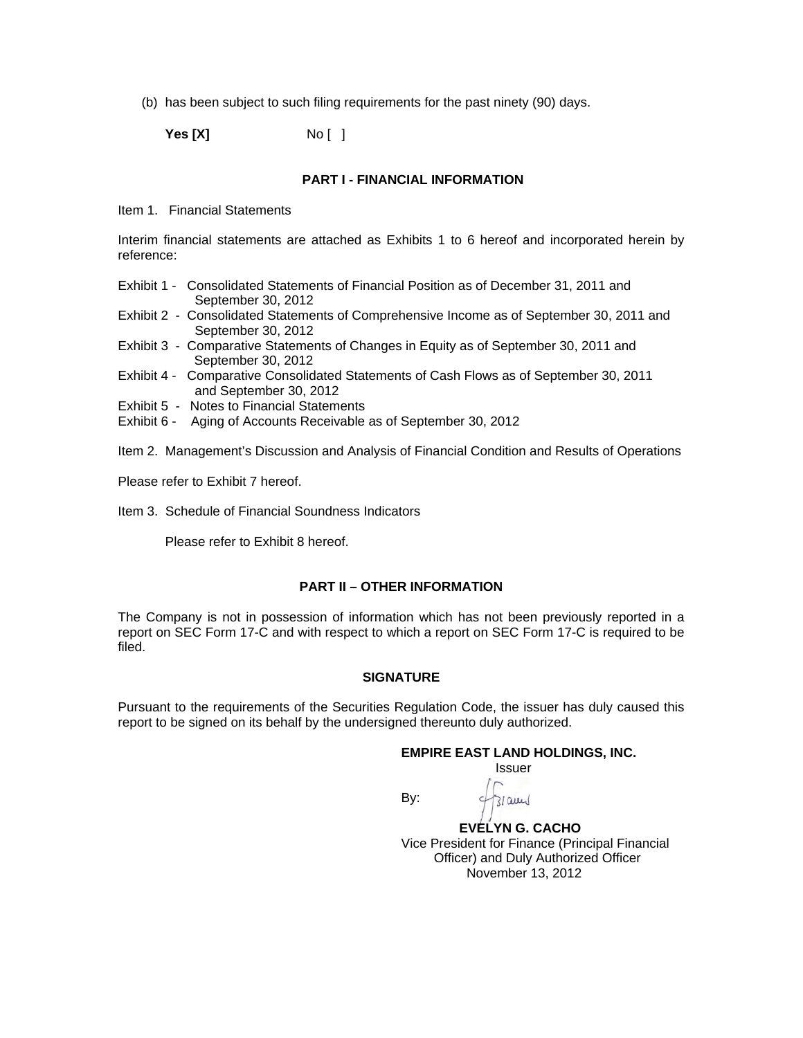(b) has been subject to such filing requirements for the past ninety (90) days.

**Yes [X]** No [ ]

## PART I - FINANCIAL INFORMATION

Item 1. Financial Statements

Interim financial statements are attached as Exhibits 1 to 6 hereof and incorporated herein by reference:

- Exhibit 1 - Consolidated Statements of Financial Position as of December 31, 2011 and September 30, 2012
- Exhibit 2 - Consolidated Statements of Comprehensive Income as of September 30, 2011 and September 30, 2012
- Exhibit 3 - Comparative Statements of Changes in Equity as of September 30, 2011 and September 30, 2012
- Exhibit 4 - Comparative Consolidated Statements of Cash Flows as of September 30, 2011 and September 30, 2012
- Exhibit 5 - Notes to Financial Statements
- Exhibit 6 - Aging of Accounts Receivable as of September 30, 2012

Item 2. Management's Discussion and Analysis of Financial Condition and Results of Operations

Please refer to Exhibit 7 hereof.

Item 3. Schedule of Financial Soundness Indicators

Please refer to Exhibit 8 hereof.

## PART II – OTHER INFORMATION

The Company is not in possession of information which has not been previously reported in a report on SEC Form 17-C and with respect to which a report on SEC Form 17-C is required to be filed.

### SIGNATURE

Pursuant to the requirements of the Securities Regulation Code, the issuer has duly caused this report to be signed on its behalf by the undersigned thereunto duly authorized.

**EMPIRE EAST LAND HOLDINGS, INC.**
Issuer

By:

**EVELYN G. CACHO**
Vice President for Finance (Principal Financial Officer) and Duly Authorized Officer
November 13, 2012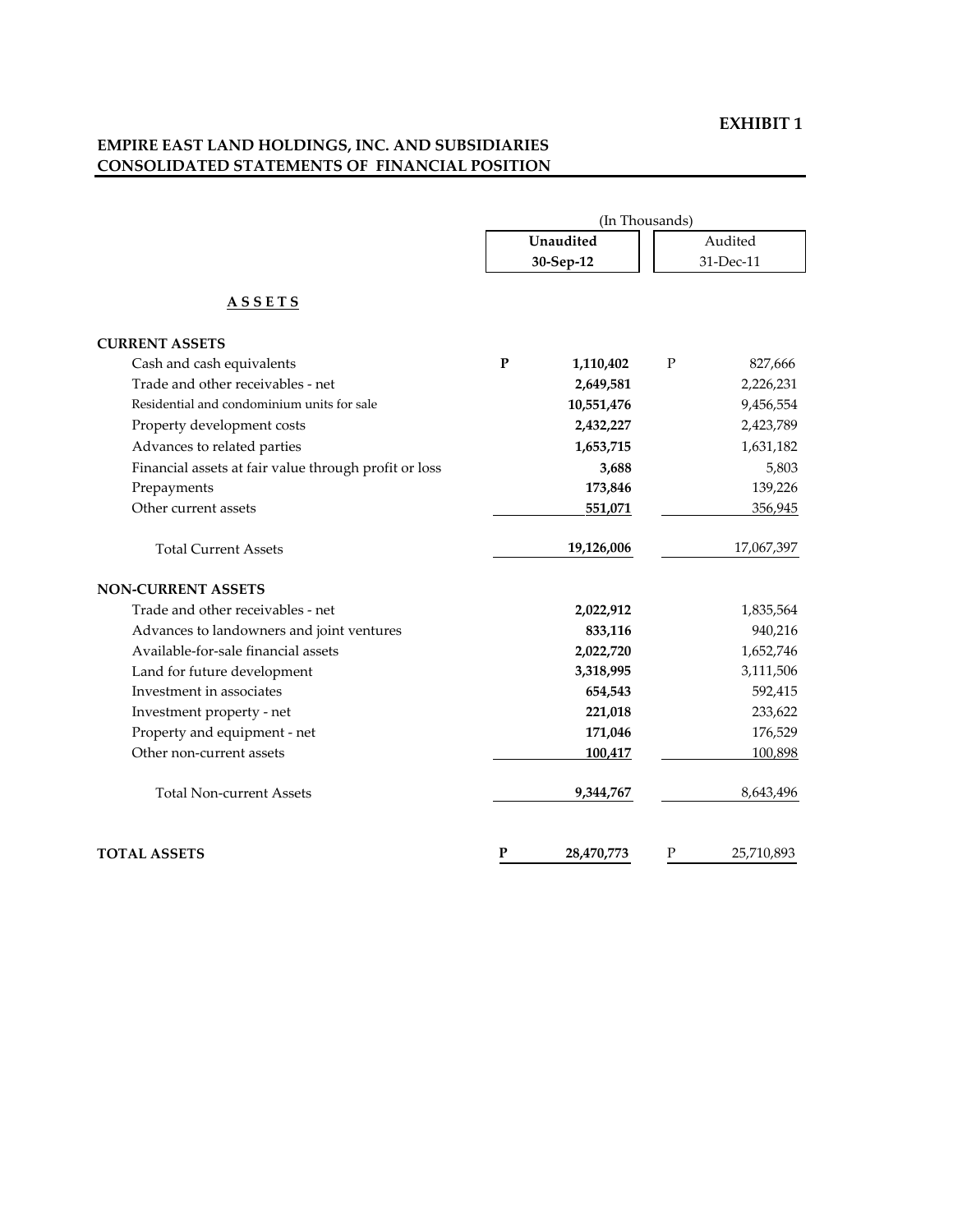**EXHIBIT 1**

**EMPIRE EAST LAND HOLDINGS, INC. AND SUBSIDIARIES**
**CONSOLIDATED STATEMENTS OF FINANCIAL POSITION**

| | (In Thousands) | |
|---|---|---|
| | **Unaudited** | Audited |
| | **30-Sep-12** | 31-Dec-11 |
| **A S S E T S** | | |
| **CURRENT ASSETS** | | |
| Cash and cash equivalents | **P 1,110,402** | P 827,666 |
| Trade and other receivables - net | **2,649,581** | 2,226,231 |
| Residential and condominium units for sale | **10,551,476** | 9,456,554 |
| Property development costs | **2,432,227** | 2,423,789 |
| Advances to related parties | **1,653,715** | 1,631,182 |
| Financial assets at fair value through profit or loss | **3,688** | 5,803 |
| Prepayments | **173,846** | 139,226 |
| Other current assets | **551,071** | 356,945 |
| Total Current Assets | **19,126,006** | 17,067,397 |
| **NON-CURRENT ASSETS** | | |
| Trade and other receivables - net | **2,022,912** | 1,835,564 |
| Advances to landowners and joint ventures | **833,116** | 940,216 |
| Available-for-sale financial assets | **2,022,720** | 1,652,746 |
| Land for future development | **3,318,995** | 3,111,506 |
| Investment in associates | **654,543** | 592,415 |
| Investment property - net | **221,018** | 233,622 |
| Property and equipment - net | **171,046** | 176,529 |
| Other non-current assets | **100,417** | 100,898 |
| Total Non-current Assets | **9,344,767** | 8,643,496 |
| **TOTAL ASSETS** | **P 28,470,773** | P 25,710,893 |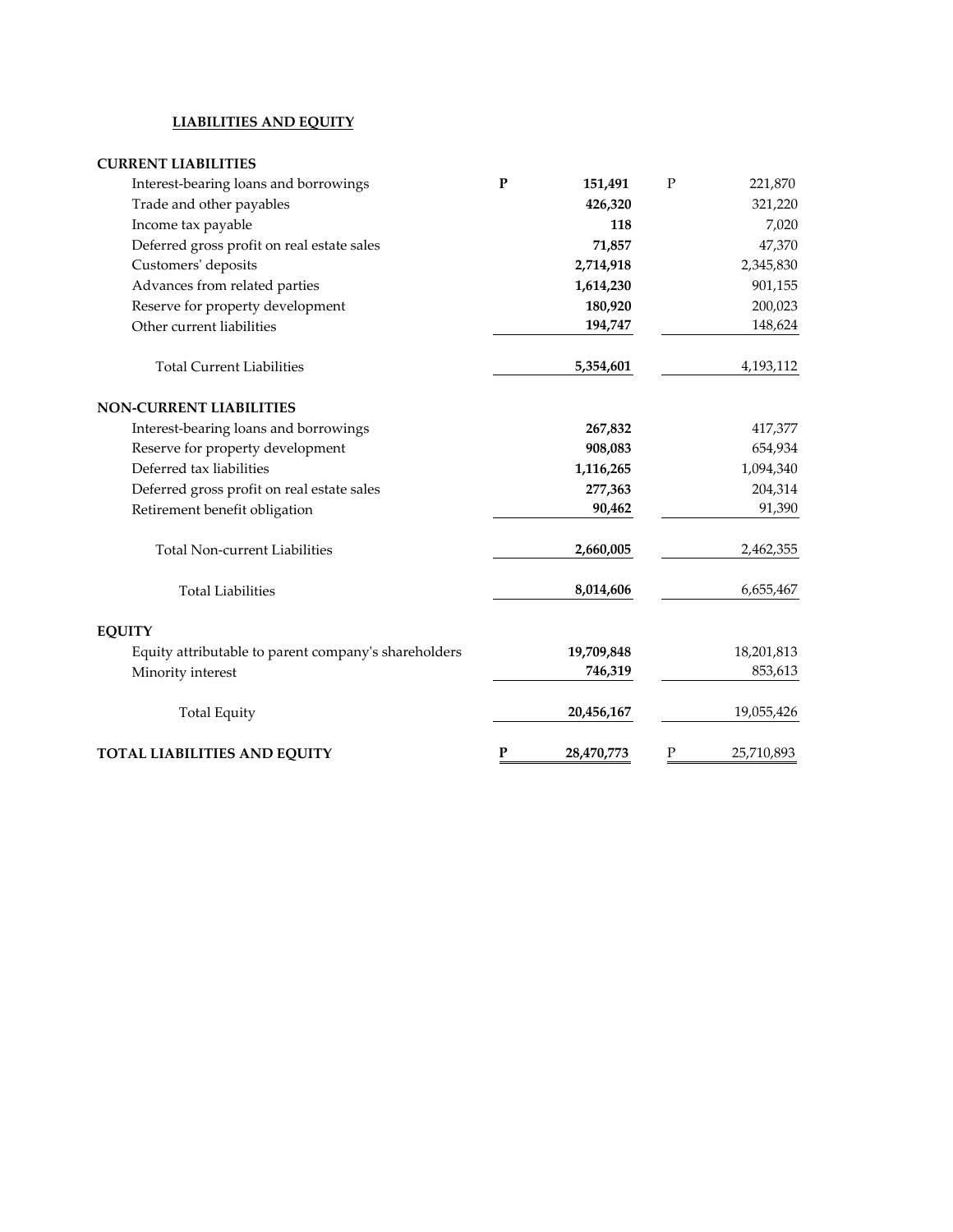## LIABILITIES AND EQUITY

| | | |
|---|---|---|
| **CURRENT LIABILITIES** | | |
| Interest-bearing loans and borrowings | **P 151,491** | P 221,870 |
| Trade and other payables | **426,320** | 321,220 |
| Income tax payable | **118** | 7,020 |
| Deferred gross profit on real estate sales | **71,857** | 47,370 |
| Customers' deposits | **2,714,918** | 2,345,830 |
| Advances from related parties | **1,614,230** | 901,155 |
| Reserve for property development | **180,920** | 200,023 |
| Other current liabilities | **194,747** | 148,624 |
| Total Current Liabilities | **5,354,601** | 4,193,112 |
| **NON-CURRENT LIABILITIES** | | |
| Interest-bearing loans and borrowings | **267,832** | 417,377 |
| Reserve for property development | **908,083** | 654,934 |
| Deferred tax liabilities | **1,116,265** | 1,094,340 |
| Deferred gross profit on real estate sales | **277,363** | 204,314 |
| Retirement benefit obligation | **90,462** | 91,390 |
| Total Non-current Liabilities | **2,660,005** | 2,462,355 |
| Total Liabilities | **8,014,606** | 6,655,467 |
| **EQUITY** | | |
| Equity attributable to parent company's shareholders | **19,709,848** | 18,201,813 |
| Minority interest | **746,319** | 853,613 |
| Total Equity | **20,456,167** | 19,055,426 |
| **TOTAL LIABILITIES AND EQUITY** | **P 28,470,773** | P 25,710,893 |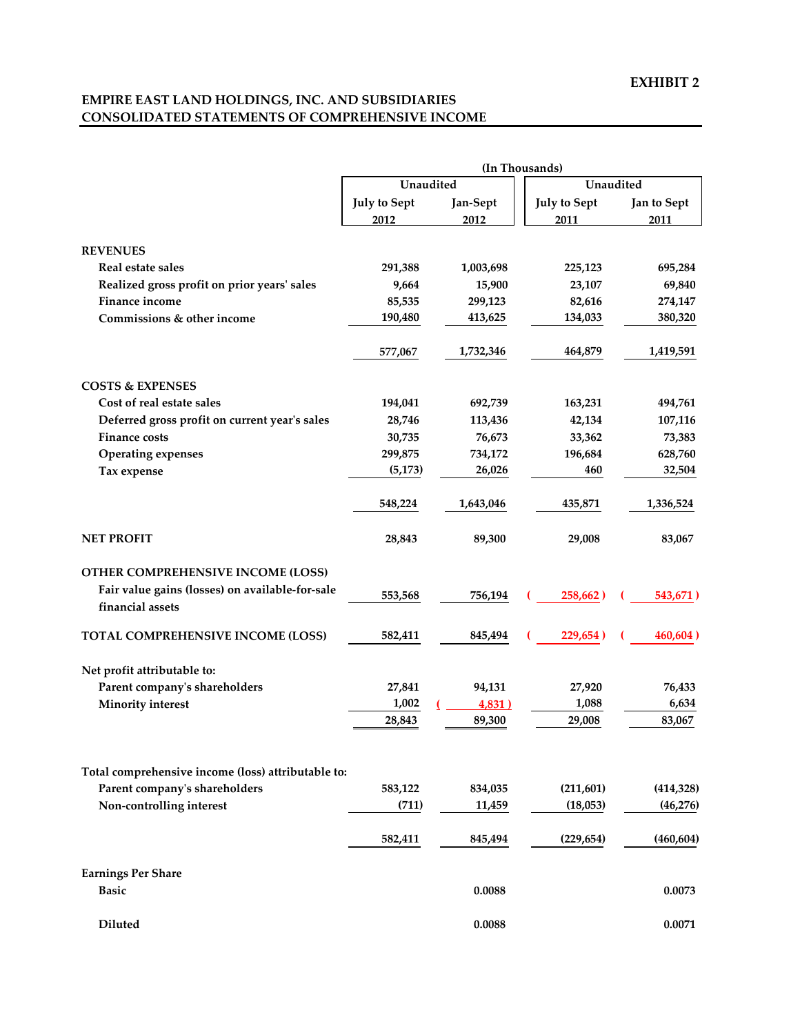**EXHIBIT 2**

**EMPIRE EAST LAND HOLDINGS, INC. AND SUBSIDIARIES**
**CONSOLIDATED STATEMENTS OF COMPREHENSIVE INCOME**

| | (In Thousands) | | | |
|---|---|---|---|---|
| | Unaudited | | Unaudited | |
| | July to Sept 2012 | Jan-Sept 2012 | July to Sept 2011 | Jan to Sept 2011 |
| **REVENUES** | | | | |
| Real estate sales | 291,388 | 1,003,698 | 225,123 | 695,284 |
| Realized gross profit on prior years' sales | 9,664 | 15,900 | 23,107 | 69,840 |
| Finance income | 85,535 | 299,123 | 82,616 | 274,147 |
| Commissions & other income | 190,480 | 413,625 | 134,033 | 380,320 |
| | 577,067 | 1,732,346 | 464,879 | 1,419,591 |
| **COSTS & EXPENSES** | | | | |
| Cost of real estate sales | 194,041 | 692,739 | 163,231 | 494,761 |
| Deferred gross profit on current year's sales | 28,746 | 113,436 | 42,134 | 107,116 |
| Finance costs | 30,735 | 76,673 | 33,362 | 73,383 |
| Operating expenses | 299,875 | 734,172 | 196,684 | 628,760 |
| Tax expense | (5,173) | 26,026 | 460 | 32,504 |
| | 548,224 | 1,643,046 | 435,871 | 1,336,524 |
| **NET PROFIT** | 28,843 | 89,300 | 29,008 | 83,067 |
| **OTHER COMPREHENSIVE INCOME (LOSS)** | | | | |
| Fair value gains (losses) on available-for-sale financial assets | 553,568 | 756,194 | ( 258,662 ) | ( 543,671 ) |
| **TOTAL COMPREHENSIVE INCOME (LOSS)** | 582,411 | 845,494 | ( 229,654 ) | ( 460,604 ) |
| Net profit attributable to: | | | | |
| Parent company's shareholders | 27,841 | 94,131 | 27,920 | 76,433 |
| Minority interest | 1,002 | ( 4,831 ) | 1,088 | 6,634 |
| | 28,843 | 89,300 | 29,008 | 83,067 |
| Total comprehensive income (loss) attributable to: | | | | |
| Parent company's shareholders | 583,122 | 834,035 | (211,601) | (414,328) |
| Non-controlling interest | (711) | 11,459 | (18,053) | (46,276) |
| | 582,411 | 845,494 | (229,654) | (460,604) |
| Earnings Per Share | | | | |
| Basic | | 0.0088 | | 0.0073 |
| Diluted | | 0.0088 | | 0.0071 |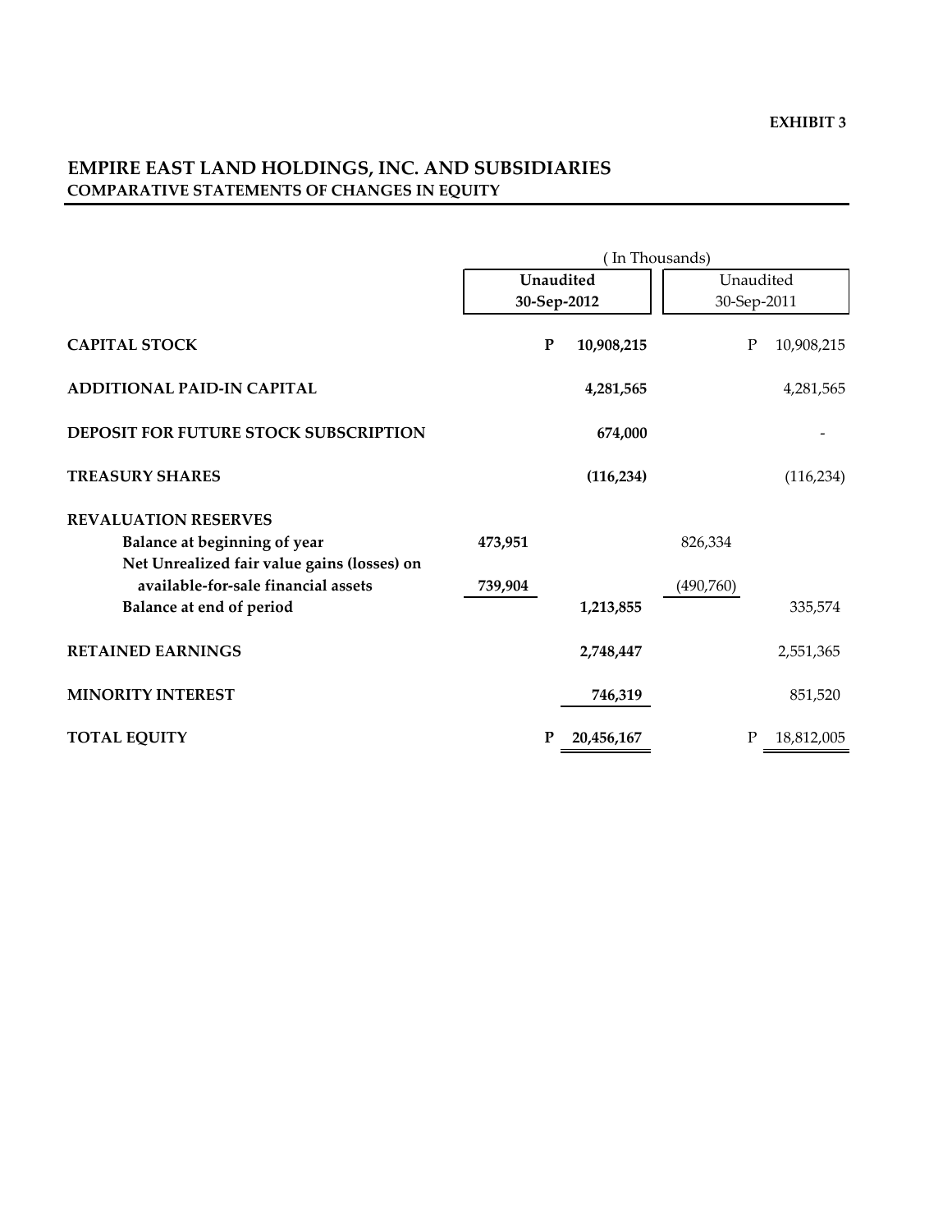**EXHIBIT 3**

# EMPIRE EAST LAND HOLDINGS, INC. AND SUBSIDIARIES

## COMPARATIVE STATEMENTS OF CHANGES IN EQUITY

| | ( In Thousands) | | | |
|---|---|---|---|---|
| | **Unaudited 30-Sep-2012** | | Unaudited 30-Sep-2011 | |
| **CAPITAL STOCK** | | **P 10,908,215** | | P 10,908,215 |
| **ADDITIONAL PAID-IN CAPITAL** | | **4,281,565** | | 4,281,565 |
| **DEPOSIT FOR FUTURE STOCK SUBSCRIPTION** | | **674,000** | | - |
| **TREASURY SHARES** | | **(116,234)** | | (116,234) |
| **REVALUATION RESERVES** | | | | |
| **Balance at beginning of year** | **473,951** | | 826,334 | |
| **Net Unrealized fair value gains (losses) on available-for-sale financial assets** | **739,904** | | (490,760) | |
| **Balance at end of period** | | **1,213,855** | | 335,574 |
| **RETAINED EARNINGS** | | **2,748,447** | | 2,551,365 |
| **MINORITY INTEREST** | | **746,319** | | 851,520 |
| **TOTAL EQUITY** | | **P 20,456,167** | | P 18,812,005 |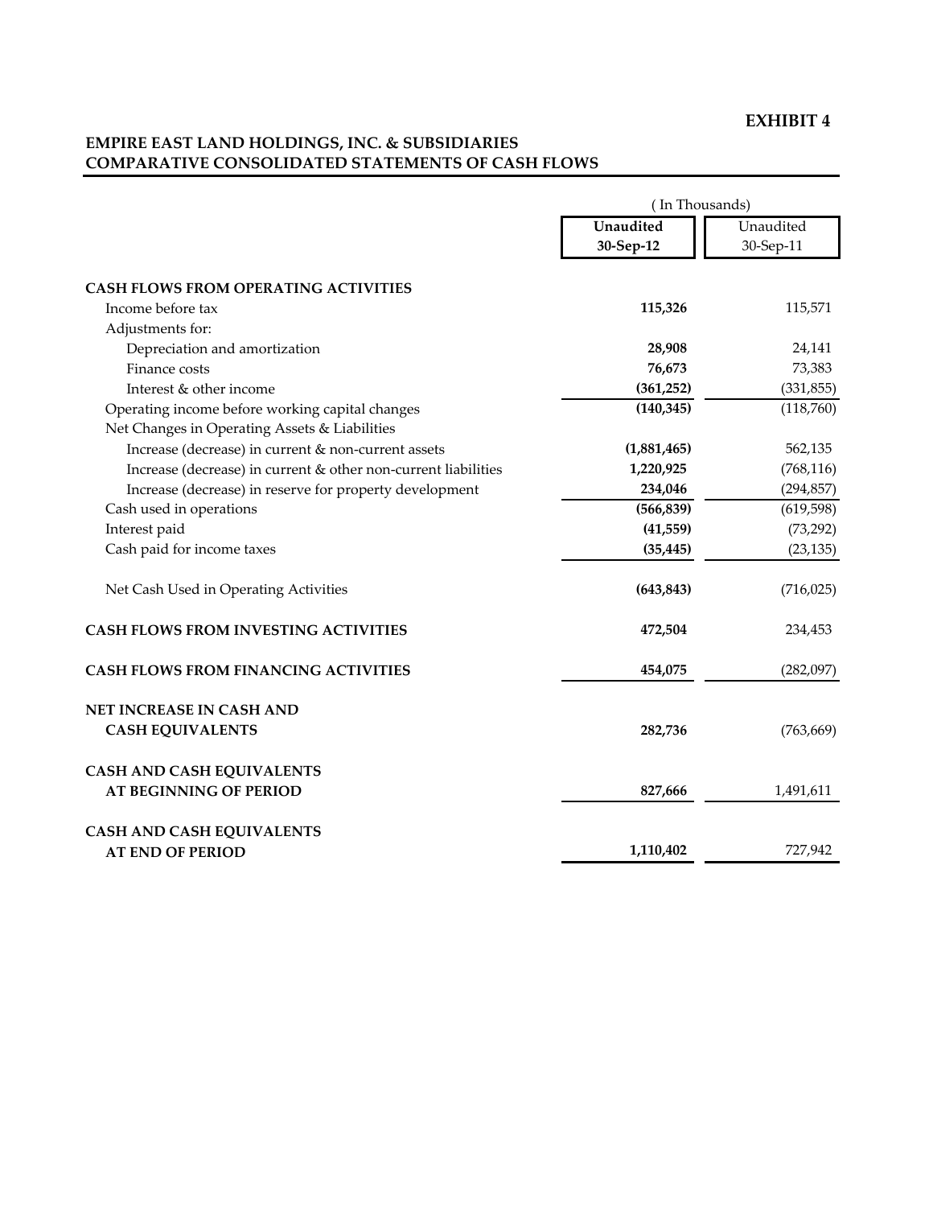**EXHIBIT 4**

**EMPIRE EAST LAND HOLDINGS, INC. & SUBSIDIARIES**
**COMPARATIVE CONSOLIDATED STATEMENTS OF CASH FLOWS**

| | ( In Thousands) | |
|---|---|---|
| | **Unaudited 30-Sep-12** | Unaudited 30-Sep-11 |
| **CASH FLOWS FROM OPERATING ACTIVITIES** | | |
| Income before tax | **115,326** | 115,571 |
| Adjustments for: | | |
| Depreciation and amortization | **28,908** | 24,141 |
| Finance costs | **76,673** | 73,383 |
| Interest & other income | **(361,252)** | (331,855) |
| Operating income before working capital changes | **(140,345)** | (118,760) |
| Net Changes in Operating Assets & Liabilities | | |
| Increase (decrease) in current & non-current assets | **(1,881,465)** | 562,135 |
| Increase (decrease) in current & other non-current liabilities | **1,220,925** | (768,116) |
| Increase (decrease) in reserve for property development | **234,046** | (294,857) |
| Cash used in operations | **(566,839)** | (619,598) |
| Interest paid | **(41,559)** | (73,292) |
| Cash paid for income taxes | **(35,445)** | (23,135) |
| Net Cash Used in Operating Activities | **(643,843)** | (716,025) |
| **CASH FLOWS FROM INVESTING ACTIVITIES** | **472,504** | 234,453 |
| **CASH FLOWS FROM FINANCING ACTIVITIES** | **454,075** | (282,097) |
| **NET INCREASE IN CASH AND CASH EQUIVALENTS** | **282,736** | (763,669) |
| **CASH AND CASH EQUIVALENTS AT BEGINNING OF PERIOD** | **827,666** | 1,491,611 |
| **CASH AND CASH EQUIVALENTS AT END OF PERIOD** | **1,110,402** | 727,942 |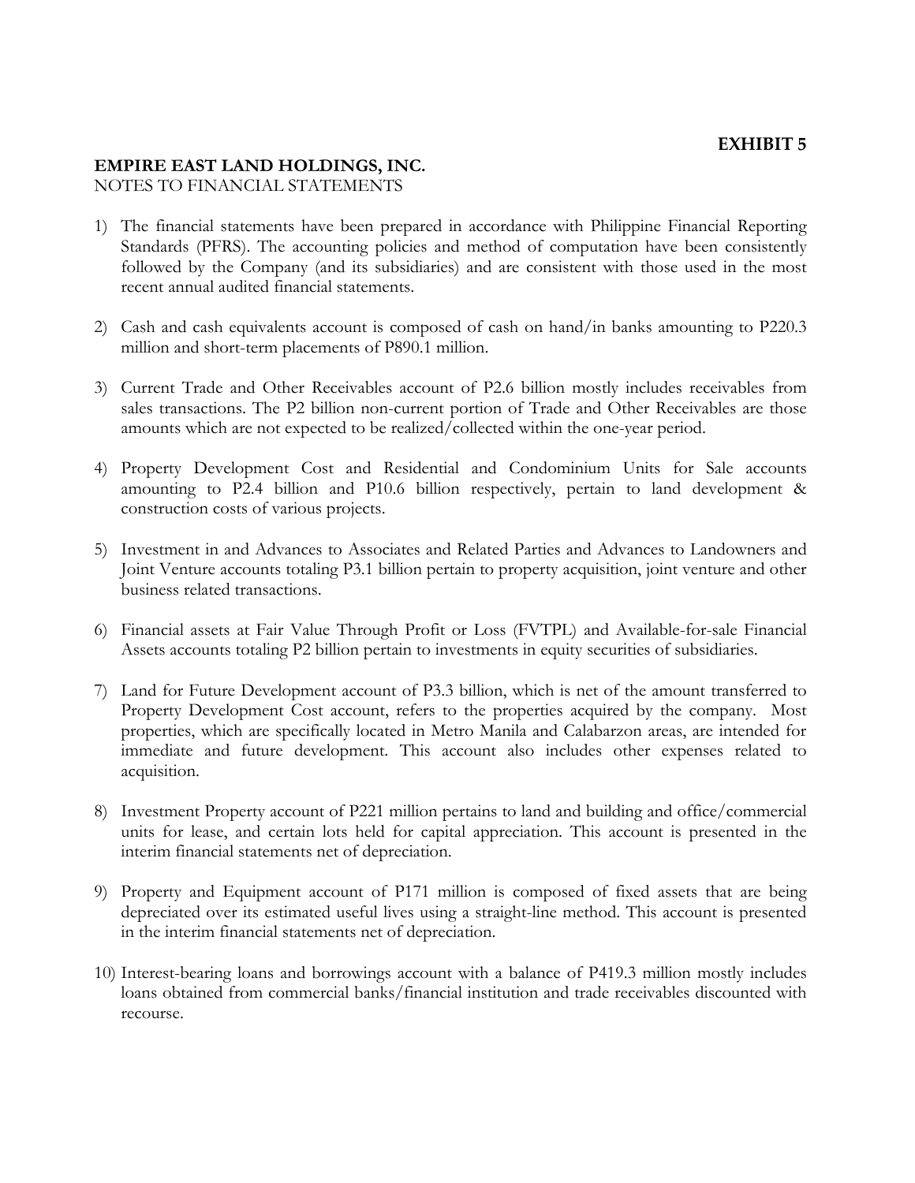**EXHIBIT 5**

**EMPIRE EAST LAND HOLDINGS, INC.**
NOTES TO FINANCIAL STATEMENTS

1) The financial statements have been prepared in accordance with Philippine Financial Reporting Standards (PFRS). The accounting policies and method of computation have been consistently followed by the Company (and its subsidiaries) and are consistent with those used in the most recent annual audited financial statements.

2) Cash and cash equivalents account is composed of cash on hand/in banks amounting to P220.3 million and short-term placements of P890.1 million.

3) Current Trade and Other Receivables account of P2.6 billion mostly includes receivables from sales transactions. The P2 billion non-current portion of Trade and Other Receivables are those amounts which are not expected to be realized/collected within the one-year period.

4) Property Development Cost and Residential and Condominium Units for Sale accounts amounting to P2.4 billion and P10.6 billion respectively, pertain to land development & construction costs of various projects.

5) Investment in and Advances to Associates and Related Parties and Advances to Landowners and Joint Venture accounts totaling P3.1 billion pertain to property acquisition, joint venture and other business related transactions.

6) Financial assets at Fair Value Through Profit or Loss (FVTPL) and Available-for-sale Financial Assets accounts totaling P2 billion pertain to investments in equity securities of subsidiaries.

7) Land for Future Development account of P3.3 billion, which is net of the amount transferred to Property Development Cost account, refers to the properties acquired by the company. Most properties, which are specifically located in Metro Manila and Calabarzon areas, are intended for immediate and future development. This account also includes other expenses related to acquisition.

8) Investment Property account of P221 million pertains to land and building and office/commercial units for lease, and certain lots held for capital appreciation. This account is presented in the interim financial statements net of depreciation.

9) Property and Equipment account of P171 million is composed of fixed assets that are being depreciated over its estimated useful lives using a straight-line method. This account is presented in the interim financial statements net of depreciation.

10) Interest-bearing loans and borrowings account with a balance of P419.3 million mostly includes loans obtained from commercial banks/financial institution and trade receivables discounted with recourse.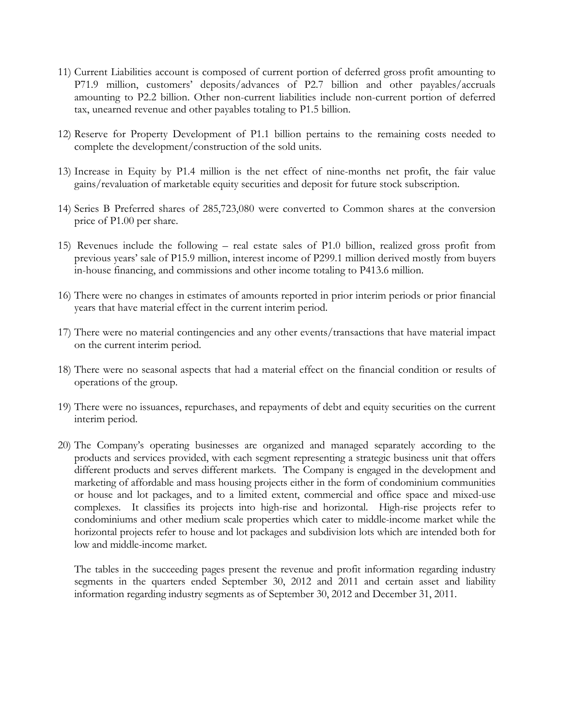11) Current Liabilities account is composed of current portion of deferred gross profit amounting to P71.9 million, customers' deposits/advances of P2.7 billion and other payables/accruals amounting to P2.2 billion. Other non-current liabilities include non-current portion of deferred tax, unearned revenue and other payables totaling to P1.5 billion.

12) Reserve for Property Development of P1.1 billion pertains to the remaining costs needed to complete the development/construction of the sold units.

13) Increase in Equity by P1.4 million is the net effect of nine-months net profit, the fair value gains/revaluation of marketable equity securities and deposit for future stock subscription.

14) Series B Preferred shares of 285,723,080 were converted to Common shares at the conversion price of P1.00 per share.

15) Revenues include the following – real estate sales of P1.0 billion, realized gross profit from previous years' sale of P15.9 million, interest income of P299.1 million derived mostly from buyers in-house financing, and commissions and other income totaling to P413.6 million.

16) There were no changes in estimates of amounts reported in prior interim periods or prior financial years that have material effect in the current interim period.

17) There were no material contingencies and any other events/transactions that have material impact on the current interim period.

18) There were no seasonal aspects that had a material effect on the financial condition or results of operations of the group.

19) There were no issuances, repurchases, and repayments of debt and equity securities on the current interim period.

20) The Company's operating businesses are organized and managed separately according to the products and services provided, with each segment representing a strategic business unit that offers different products and serves different markets. The Company is engaged in the development and marketing of affordable and mass housing projects either in the form of condominium communities or house and lot packages, and to a limited extent, commercial and office space and mixed-use complexes. It classifies its projects into high-rise and horizontal. High-rise projects refer to condominiums and other medium scale properties which cater to middle-income market while the horizontal projects refer to house and lot packages and subdivision lots which are intended both for low and middle-income market.

    The tables in the succeeding pages present the revenue and profit information regarding industry segments in the quarters ended September 30, 2012 and 2011 and certain asset and liability information regarding industry segments as of September 30, 2012 and December 31, 2011.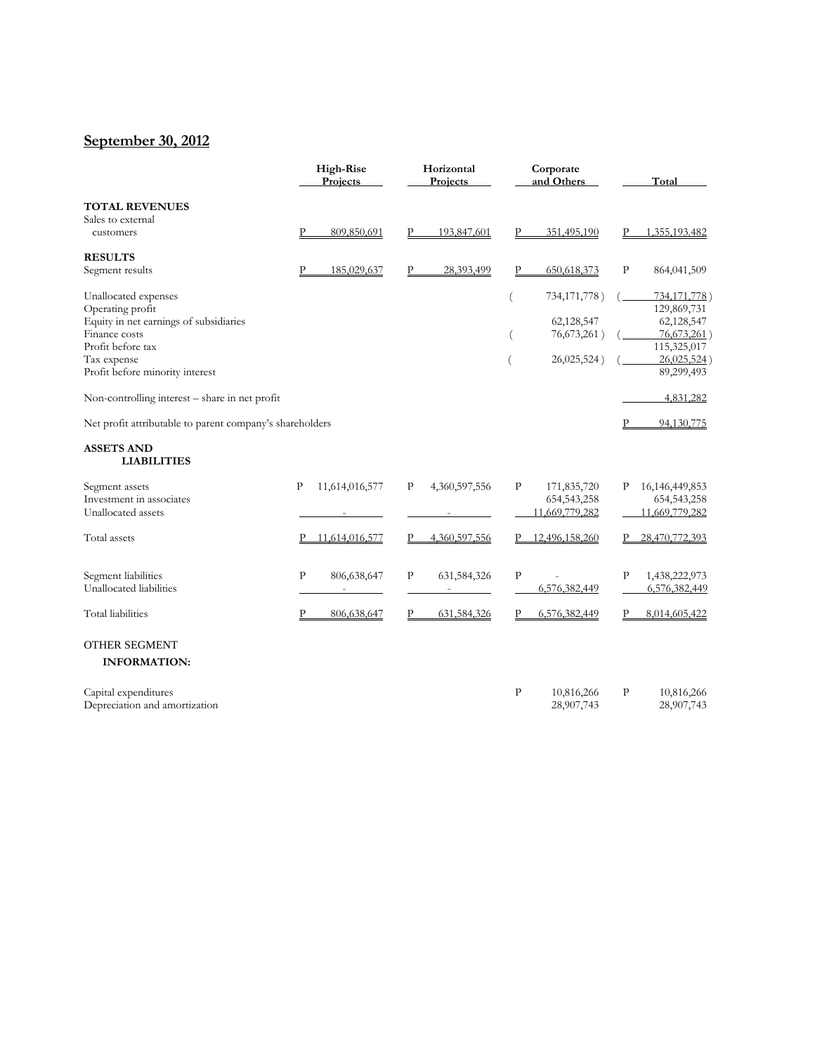## September 30, 2012

| | High-Rise Projects | Horizontal Projects | Corporate and Others | Total |
|---|---|---|---|---|
| **TOTAL REVENUES** | | | | |
| Sales to external customers | P 809,850,691 | P 193,847,601 | P 351,495,190 | P 1,355,193,482 |
| **RESULTS** | | | | |
| Segment results | P 185,029,637 | P 28,393,499 | P 650,618,373 | P 864,041,509 |
| Unallocated expenses | | | ( 734,171,778 ) | ( 734,171,778 ) |
| Operating profit | | | | 129,869,731 |
| Equity in net earnings of subsidiaries | | | 62,128,547 | 62,128,547 |
| Finance costs | | | ( 76,673,261 ) | ( 76,673,261 ) |
| Profit before tax | | | | 115,325,017 |
| Tax expense | | | ( 26,025,524 ) | ( 26,025,524 ) |
| Profit before minority interest | | | | 89,299,493 |
| Non-controlling interest – share in net profit | | | | 4,831,282 |
| Net profit attributable to parent company's shareholders | | | | P 94,130,775 |
| **ASSETS AND LIABILITIES** | | | | |
| Segment assets | P 11,614,016,577 | P 4,360,597,556 | P 171,835,720 | P 16,146,449,853 |
| Investment in associates | | | 654,543,258 | 654,543,258 |
| Unallocated assets | - | - | 11,669,779,282 | 11,669,779,282 |
| Total assets | P 11,614,016,577 | P 4,360,597,556 | P 12,496,158,260 | P 28,470,772,393 |
| Segment liabilities | P 806,638,647 | P 631,584,326 | P - | P 1,438,222,973 |
| Unallocated liabilities | - | - | 6,576,382,449 | 6,576,382,449 |
| Total liabilities | P 806,638,647 | P 631,584,326 | P 6,576,382,449 | P 8,014,605,422 |
| OTHER SEGMENT **INFORMATION:** | | | | |
| Capital expenditures | | | P 10,816,266 | P 10,816,266 |
| Depreciation and amortization | | | 28,907,743 | 28,907,743 |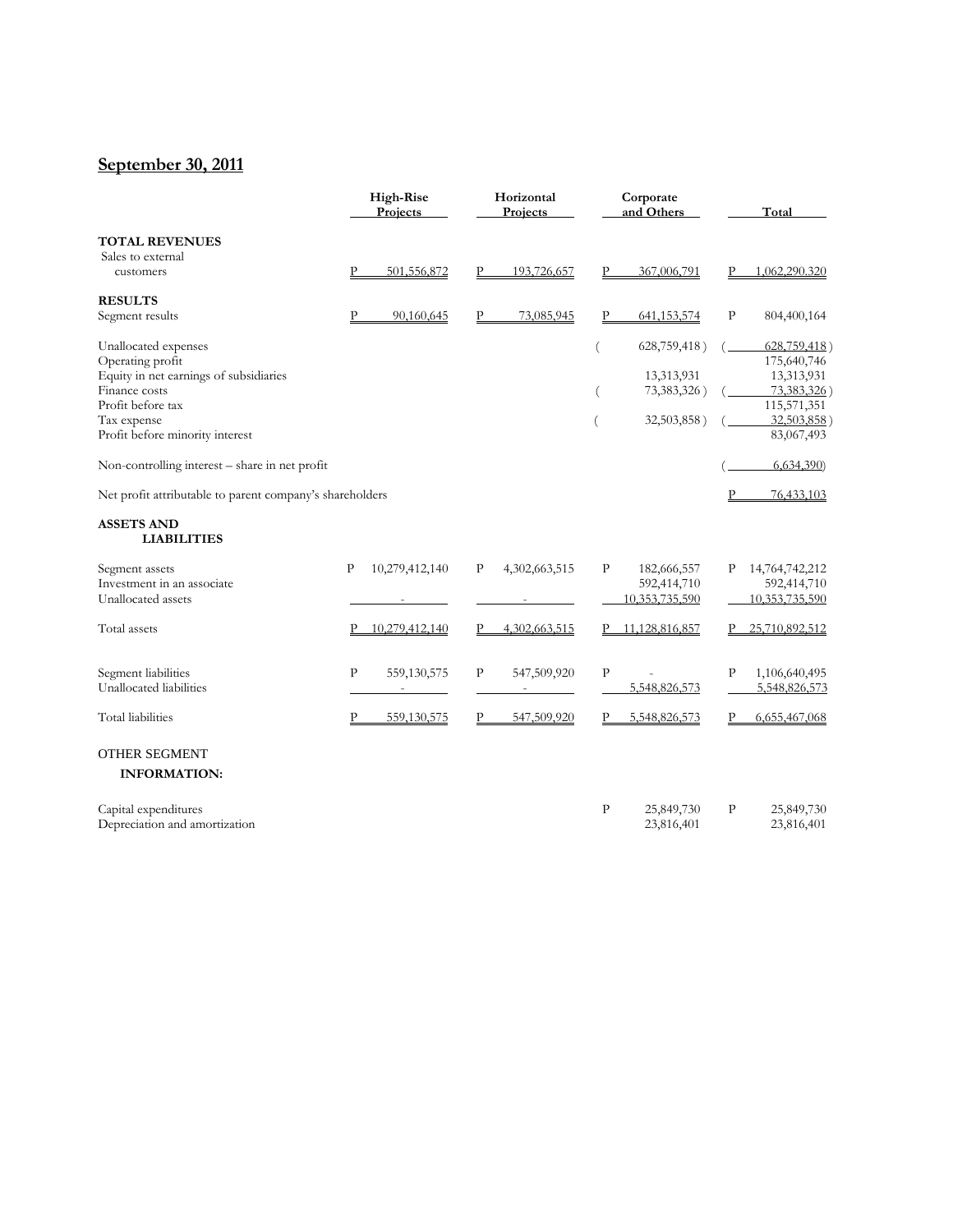## September 30, 2011

| | High-Rise Projects | Horizontal Projects | Corporate and Others | Total |
|---|---|---|---|---|
| **TOTAL REVENUES** | | | | |
| Sales to external customers | P 501,556,872 | P 193,726,657 | P 367,006,791 | P 1,062,290,320 |
| **RESULTS** | | | | |
| Segment results | P 90,160,645 | P 73,085,945 | P 641,153,574 | P 804,400,164 |
| Unallocated expenses | | | ( 628,759,418 ) | ( 628,759,418 ) |
| Operating profit | | | | 175,640,746 |
| Equity in net earnings of subsidiaries | | | 13,313,931 | 13,313,931 |
| Finance costs | | | ( 73,383,326 ) | ( 73,383,326 ) |
| Profit before tax | | | | 115,571,351 |
| Tax expense | | | ( 32,503,858 ) | ( 32,503,858 ) |
| Profit before minority interest | | | | 83,067,493 |
| Non-controlling interest – share in net profit | | | | ( 6,634,390) |
| Net profit attributable to parent company's shareholders | | | | P 76,433,103 |
| **ASSETS AND LIABILITIES** | | | | |
| Segment assets | P 10,279,412,140 | P 4,302,663,515 | P 182,666,557 | P 14,764,742,212 |
| Investment in an associate | | | 592,414,710 | 592,414,710 |
| Unallocated assets | - | - | 10,353,735,590 | 10,353,735,590 |
| Total assets | P 10,279,412,140 | P 4,302,663,515 | P 11,128,816,857 | P 25,710,892,512 |
| Segment liabilities | P 559,130,575 | P 547,509,920 | P - | P 1,106,640,495 |
| Unallocated liabilities | - | - | 5,548,826,573 | 5,548,826,573 |
| Total liabilities | P 559,130,575 | P 547,509,920 | P 5,548,826,573 | P 6,655,467,068 |
| OTHER SEGMENT **INFORMATION:** | | | | |
| Capital expenditures | | | P 25,849,730 | P 25,849,730 |
| Depreciation and amortization | | | 23,816,401 | 23,816,401 |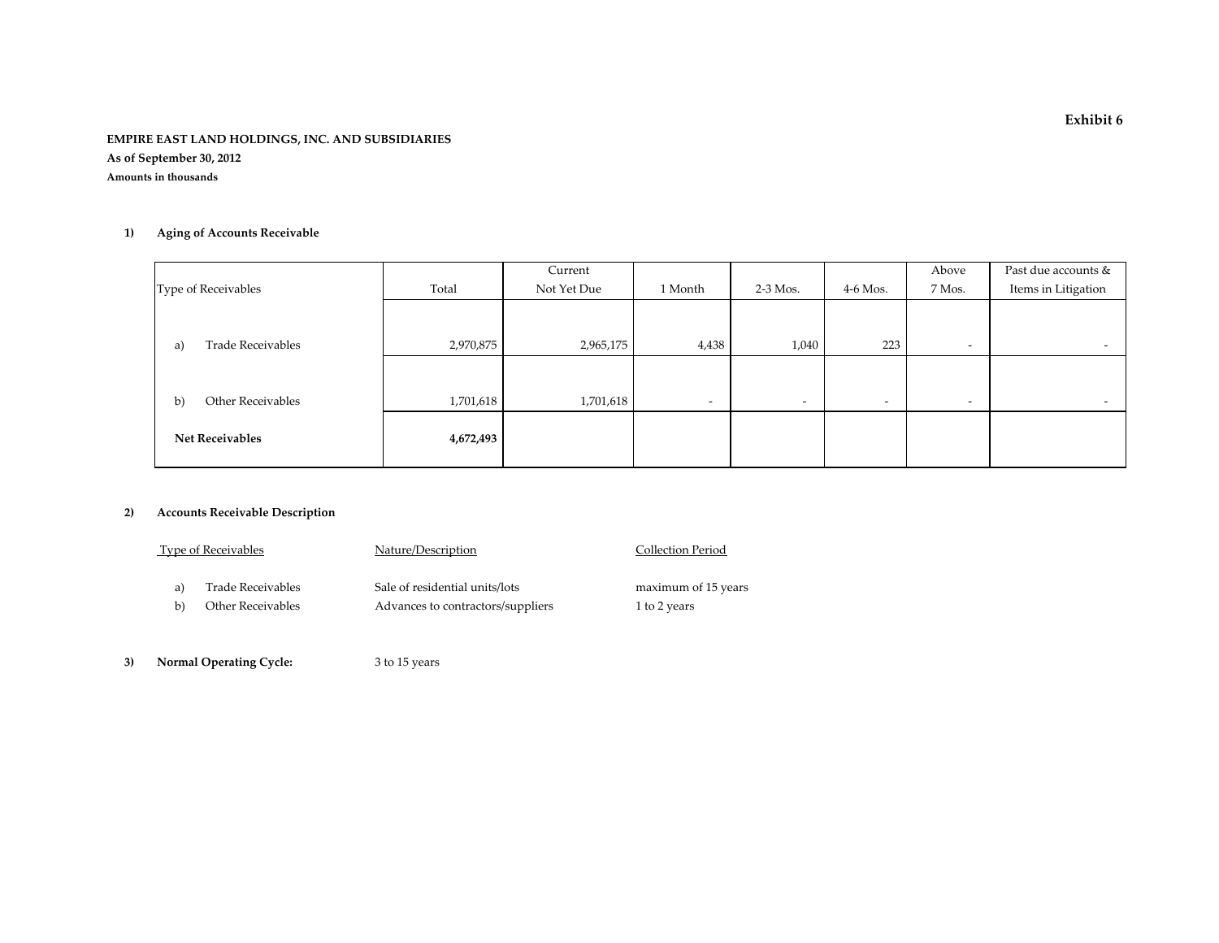**Exhibit 6**

**EMPIRE EAST LAND HOLDINGS, INC. AND SUBSIDIARIES**

**As of September 30, 2012**

**Amounts in thousands**

**1) Aging of Accounts Receivable**

| Type of Receivables | Total | Current Not Yet Due | 1 Month | 2-3 Mos. | 4-6 Mos. | Above 7 Mos. | Past due accounts & Items in Litigation |
|---|---|---|---|---|---|---|---|
| a) Trade Receivables | 2,970,875 | 2,965,175 | 4,438 | 1,040 | 223 | - | - |
| b) Other Receivables | 1,701,618 | 1,701,618 | - | - | - | - | - |
| **Net Receivables** | **4,672,493** | | | | | | |

**2) Accounts Receivable Description**

| Type of Receivables | Nature/Description | Collection Period |
|---|---|---|
| a) Trade Receivables | Sale of residential units/lots | maximum of 15 years |
| b) Other Receivables | Advances to contractors/suppliers | 1 to 2 years |

**3) Normal Operating Cycle:** 3 to 15 years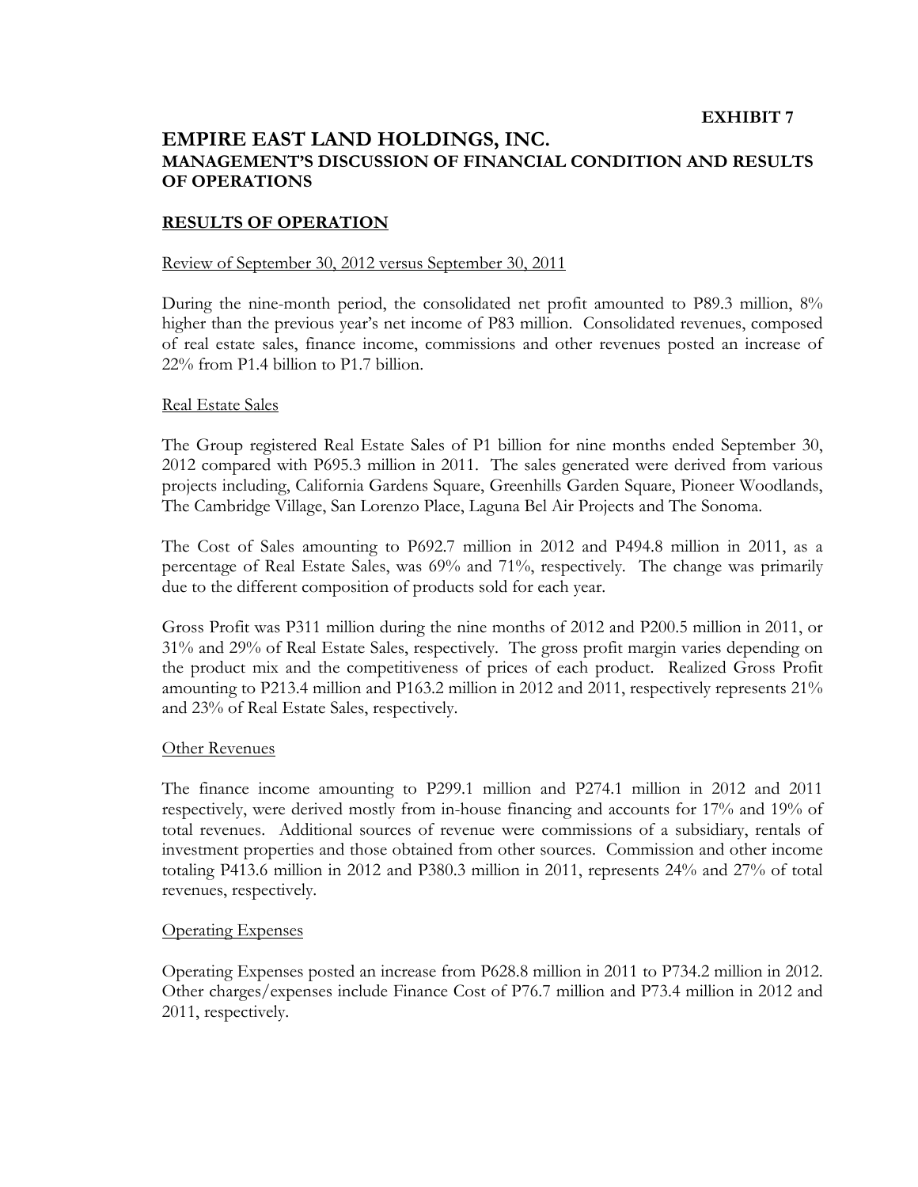**EXHIBIT 7**

# EMPIRE EAST LAND HOLDINGS, INC.

## MANAGEMENT'S DISCUSSION OF FINANCIAL CONDITION AND RESULTS OF OPERATIONS

### RESULTS OF OPERATION

Review of September 30, 2012 versus September 30, 2011

During the nine-month period, the consolidated net profit amounted to P89.3 million, 8% higher than the previous year's net income of P83 million. Consolidated revenues, composed of real estate sales, finance income, commissions and other revenues posted an increase of 22% from P1.4 billion to P1.7 billion.

Real Estate Sales

The Group registered Real Estate Sales of P1 billion for nine months ended September 30, 2012 compared with P695.3 million in 2011. The sales generated were derived from various projects including, California Gardens Square, Greenhills Garden Square, Pioneer Woodlands, The Cambridge Village, San Lorenzo Place, Laguna Bel Air Projects and The Sonoma.

The Cost of Sales amounting to P692.7 million in 2012 and P494.8 million in 2011, as a percentage of Real Estate Sales, was 69% and 71%, respectively. The change was primarily due to the different composition of products sold for each year.

Gross Profit was P311 million during the nine months of 2012 and P200.5 million in 2011, or 31% and 29% of Real Estate Sales, respectively. The gross profit margin varies depending on the product mix and the competitiveness of prices of each product. Realized Gross Profit amounting to P213.4 million and P163.2 million in 2012 and 2011, respectively represents 21% and 23% of Real Estate Sales, respectively.

Other Revenues

The finance income amounting to P299.1 million and P274.1 million in 2012 and 2011 respectively, were derived mostly from in-house financing and accounts for 17% and 19% of total revenues. Additional sources of revenue were commissions of a subsidiary, rentals of investment properties and those obtained from other sources. Commission and other income totaling P413.6 million in 2012 and P380.3 million in 2011, represents 24% and 27% of total revenues, respectively.

Operating Expenses

Operating Expenses posted an increase from P628.8 million in 2011 to P734.2 million in 2012. Other charges/expenses include Finance Cost of P76.7 million and P73.4 million in 2012 and 2011, respectively.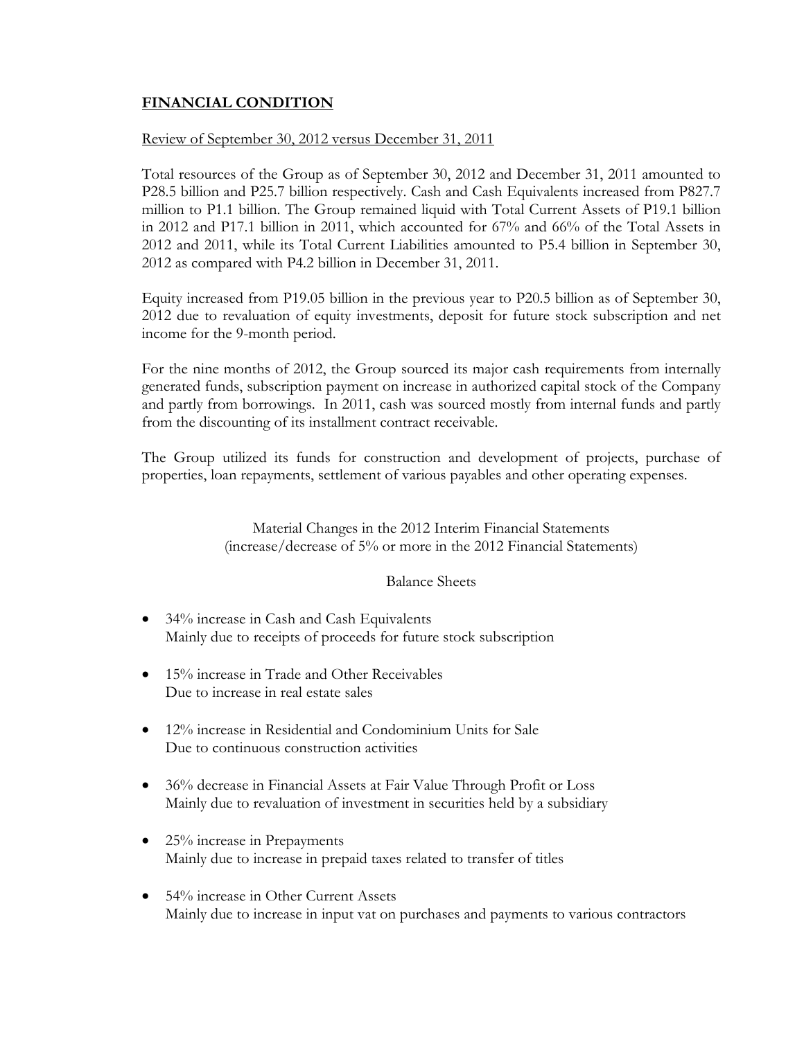## FINANCIAL CONDITION

Review of September 30, 2012 versus December 31, 2011

Total resources of the Group as of September 30, 2012 and December 31, 2011 amounted to P28.5 billion and P25.7 billion respectively. Cash and Cash Equivalents increased from P827.7 million to P1.1 billion. The Group remained liquid with Total Current Assets of P19.1 billion in 2012 and P17.1 billion in 2011, which accounted for 67% and 66% of the Total Assets in 2012 and 2011, while its Total Current Liabilities amounted to P5.4 billion in September 30, 2012 as compared with P4.2 billion in December 31, 2011.

Equity increased from P19.05 billion in the previous year to P20.5 billion as of September 30, 2012 due to revaluation of equity investments, deposit for future stock subscription and net income for the 9-month period.

For the nine months of 2012, the Group sourced its major cash requirements from internally generated funds, subscription payment on increase in authorized capital stock of the Company and partly from borrowings. In 2011, cash was sourced mostly from internal funds and partly from the discounting of its installment contract receivable.

The Group utilized its funds for construction and development of projects, purchase of properties, loan repayments, settlement of various payables and other operating expenses.

Material Changes in the 2012 Interim Financial Statements
(increase/decrease of 5% or more in the 2012 Financial Statements)

Balance Sheets

- 34% increase in Cash and Cash Equivalents
  Mainly due to receipts of proceeds for future stock subscription
- 15% increase in Trade and Other Receivables
  Due to increase in real estate sales
- 12% increase in Residential and Condominium Units for Sale
  Due to continuous construction activities
- 36% decrease in Financial Assets at Fair Value Through Profit or Loss
  Mainly due to revaluation of investment in securities held by a subsidiary
- 25% increase in Prepayments
  Mainly due to increase in prepaid taxes related to transfer of titles
- 54% increase in Other Current Assets
  Mainly due to increase in input vat on purchases and payments to various contractors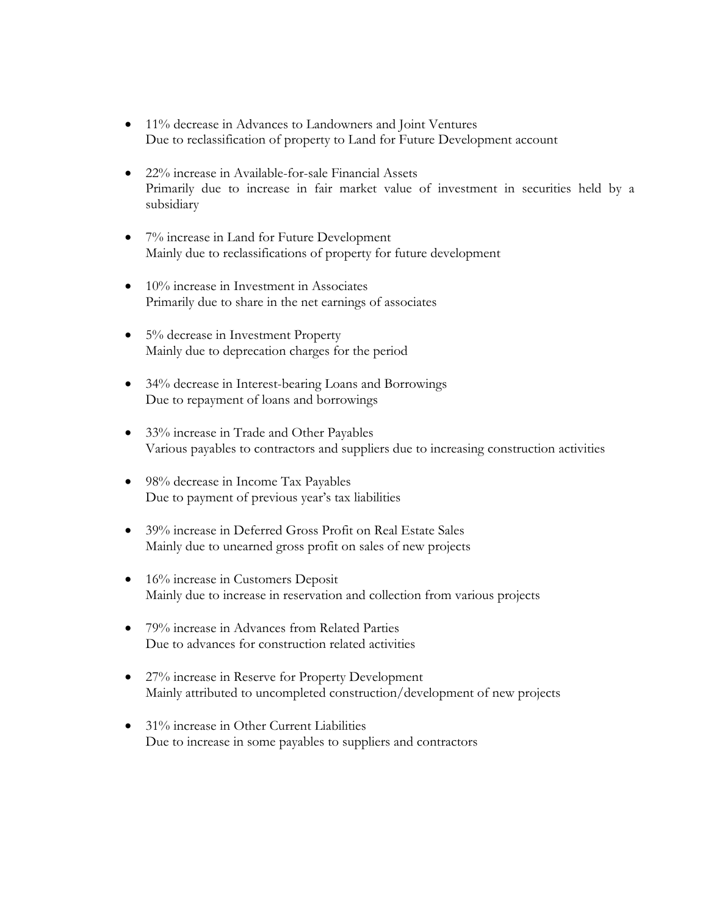- 11% decrease in Advances to Landowners and Joint Ventures
  Due to reclassification of property to Land for Future Development account

- 22% increase in Available-for-sale Financial Assets
  Primarily due to increase in fair market value of investment in securities held by a subsidiary

- 7% increase in Land for Future Development
  Mainly due to reclassifications of property for future development

- 10% increase in Investment in Associates
  Primarily due to share in the net earnings of associates

- 5% decrease in Investment Property
  Mainly due to deprecation charges for the period

- 34% decrease in Interest-bearing Loans and Borrowings
  Due to repayment of loans and borrowings

- 33% increase in Trade and Other Payables
  Various payables to contractors and suppliers due to increasing construction activities

- 98% decrease in Income Tax Payables
  Due to payment of previous year's tax liabilities

- 39% increase in Deferred Gross Profit on Real Estate Sales
  Mainly due to unearned gross profit on sales of new projects

- 16% increase in Customers Deposit
  Mainly due to increase in reservation and collection from various projects

- 79% increase in Advances from Related Parties
  Due to advances for construction related activities

- 27% increase in Reserve for Property Development
  Mainly attributed to uncompleted construction/development of new projects

- 31% increase in Other Current Liabilities
  Due to increase in some payables to suppliers and contractors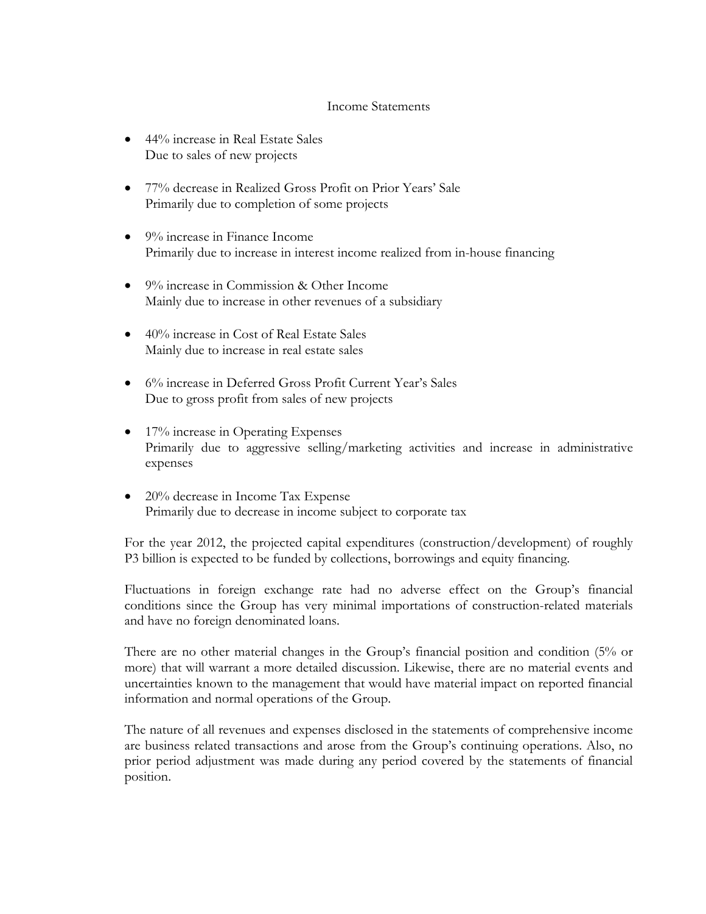## Income Statements

- 44% increase in Real Estate Sales
  Due to sales of new projects

- 77% decrease in Realized Gross Profit on Prior Years' Sale
  Primarily due to completion of some projects

- 9% increase in Finance Income
  Primarily due to increase in interest income realized from in-house financing

- 9% increase in Commission & Other Income
  Mainly due to increase in other revenues of a subsidiary

- 40% increase in Cost of Real Estate Sales
  Mainly due to increase in real estate sales

- 6% increase in Deferred Gross Profit Current Year's Sales
  Due to gross profit from sales of new projects

- 17% increase in Operating Expenses
  Primarily due to aggressive selling/marketing activities and increase in administrative expenses

- 20% decrease in Income Tax Expense
  Primarily due to decrease in income subject to corporate tax

For the year 2012, the projected capital expenditures (construction/development) of roughly P3 billion is expected to be funded by collections, borrowings and equity financing.

Fluctuations in foreign exchange rate had no adverse effect on the Group's financial conditions since the Group has very minimal importations of construction-related materials and have no foreign denominated loans.

There are no other material changes in the Group's financial position and condition (5% or more) that will warrant a more detailed discussion. Likewise, there are no material events and uncertainties known to the management that would have material impact on reported financial information and normal operations of the Group.

The nature of all revenues and expenses disclosed in the statements of comprehensive income are business related transactions and arose from the Group's continuing operations. Also, no prior period adjustment was made during any period covered by the statements of financial position.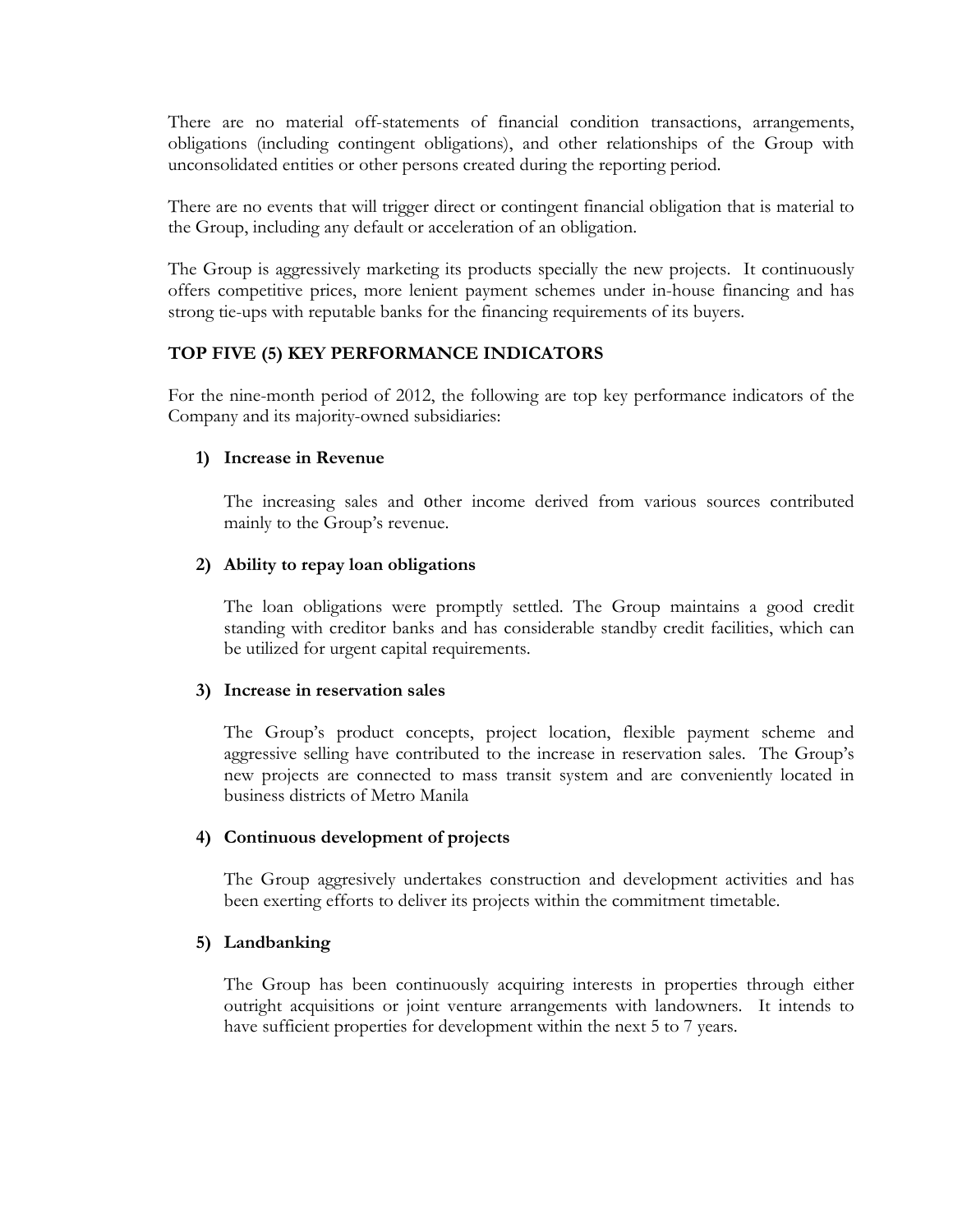There are no material off-statements of financial condition transactions, arrangements, obligations (including contingent obligations), and other relationships of the Group with unconsolidated entities or other persons created during the reporting period.

There are no events that will trigger direct or contingent financial obligation that is material to the Group, including any default or acceleration of an obligation.

The Group is aggressively marketing its products specially the new projects. It continuously offers competitive prices, more lenient payment schemes under in-house financing and has strong tie-ups with reputable banks for the financing requirements of its buyers.

## TOP FIVE (5) KEY PERFORMANCE INDICATORS

For the nine-month period of 2012, the following are top key performance indicators of the Company and its majority-owned subsidiaries:

1) **Increase in Revenue**

   The increasing sales and other income derived from various sources contributed mainly to the Group's revenue.

2) **Ability to repay loan obligations**

   The loan obligations were promptly settled. The Group maintains a good credit standing with creditor banks and has considerable standby credit facilities, which can be utilized for urgent capital requirements.

3) **Increase in reservation sales**

   The Group's product concepts, project location, flexible payment scheme and aggressive selling have contributed to the increase in reservation sales. The Group's new projects are connected to mass transit system and are conveniently located in business districts of Metro Manila

4) **Continuous development of projects**

   The Group aggresively undertakes construction and development activities and has been exerting efforts to deliver its projects within the commitment timetable.

5) **Landbanking**

   The Group has been continuously acquiring interests in properties through either outright acquisitions or joint venture arrangements with landowners. It intends to have sufficient properties for development within the next 5 to 7 years.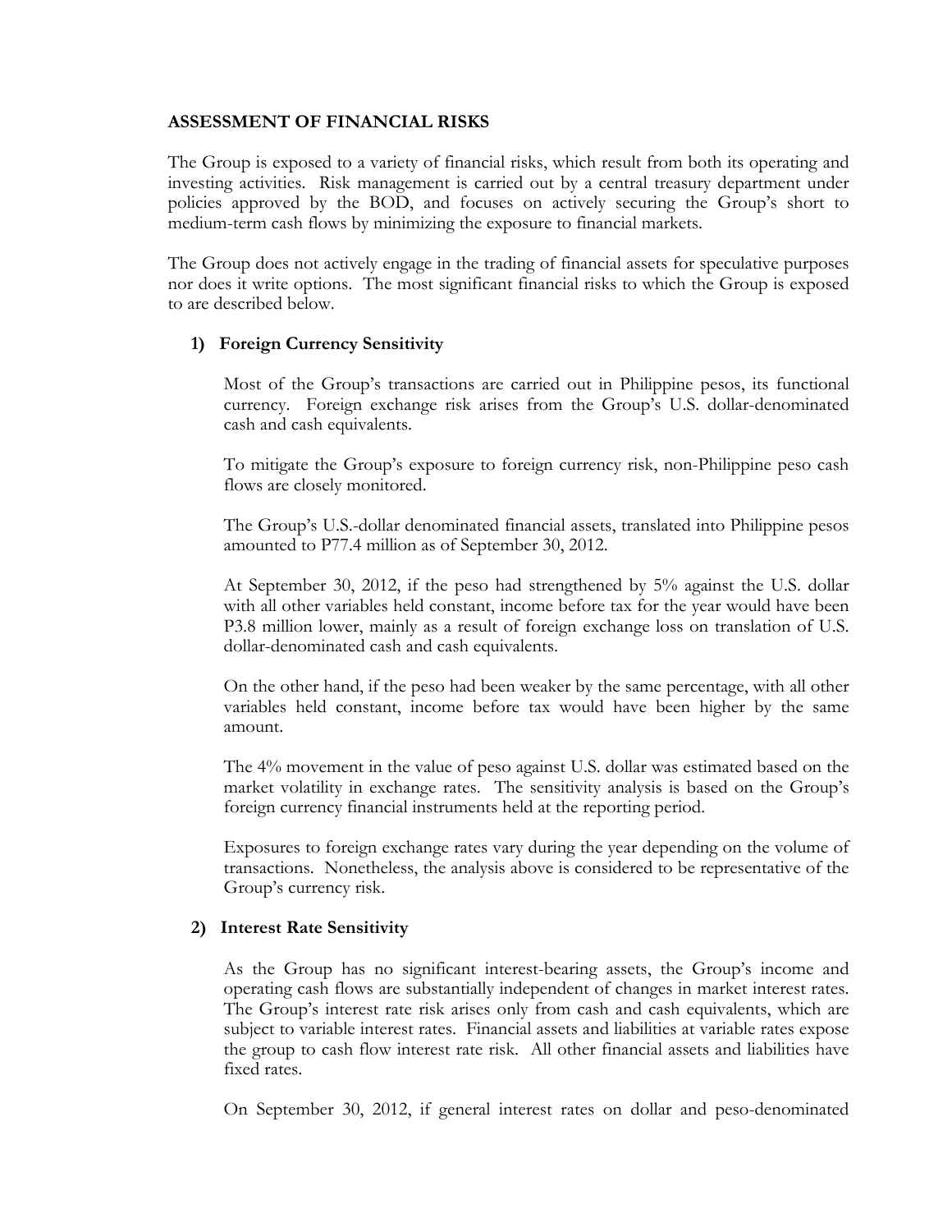## ASSESSMENT OF FINANCIAL RISKS

The Group is exposed to a variety of financial risks, which result from both its operating and investing activities. Risk management is carried out by a central treasury department under policies approved by the BOD, and focuses on actively securing the Group's short to medium-term cash flows by minimizing the exposure to financial markets.

The Group does not actively engage in the trading of financial assets for speculative purposes nor does it write options. The most significant financial risks to which the Group is exposed to are described below.

### 1) Foreign Currency Sensitivity

Most of the Group's transactions are carried out in Philippine pesos, its functional currency. Foreign exchange risk arises from the Group's U.S. dollar-denominated cash and cash equivalents.

To mitigate the Group's exposure to foreign currency risk, non-Philippine peso cash flows are closely monitored.

The Group's U.S.-dollar denominated financial assets, translated into Philippine pesos amounted to P77.4 million as of September 30, 2012.

At September 30, 2012, if the peso had strengthened by 5% against the U.S. dollar with all other variables held constant, income before tax for the year would have been P3.8 million lower, mainly as a result of foreign exchange loss on translation of U.S. dollar-denominated cash and cash equivalents.

On the other hand, if the peso had been weaker by the same percentage, with all other variables held constant, income before tax would have been higher by the same amount.

The 4% movement in the value of peso against U.S. dollar was estimated based on the market volatility in exchange rates. The sensitivity analysis is based on the Group's foreign currency financial instruments held at the reporting period.

Exposures to foreign exchange rates vary during the year depending on the volume of transactions. Nonetheless, the analysis above is considered to be representative of the Group's currency risk.

### 2) Interest Rate Sensitivity

As the Group has no significant interest-bearing assets, the Group's income and operating cash flows are substantially independent of changes in market interest rates. The Group's interest rate risk arises only from cash and cash equivalents, which are subject to variable interest rates. Financial assets and liabilities at variable rates expose the group to cash flow interest rate risk. All other financial assets and liabilities have fixed rates.

On September 30, 2012, if general interest rates on dollar and peso-denominated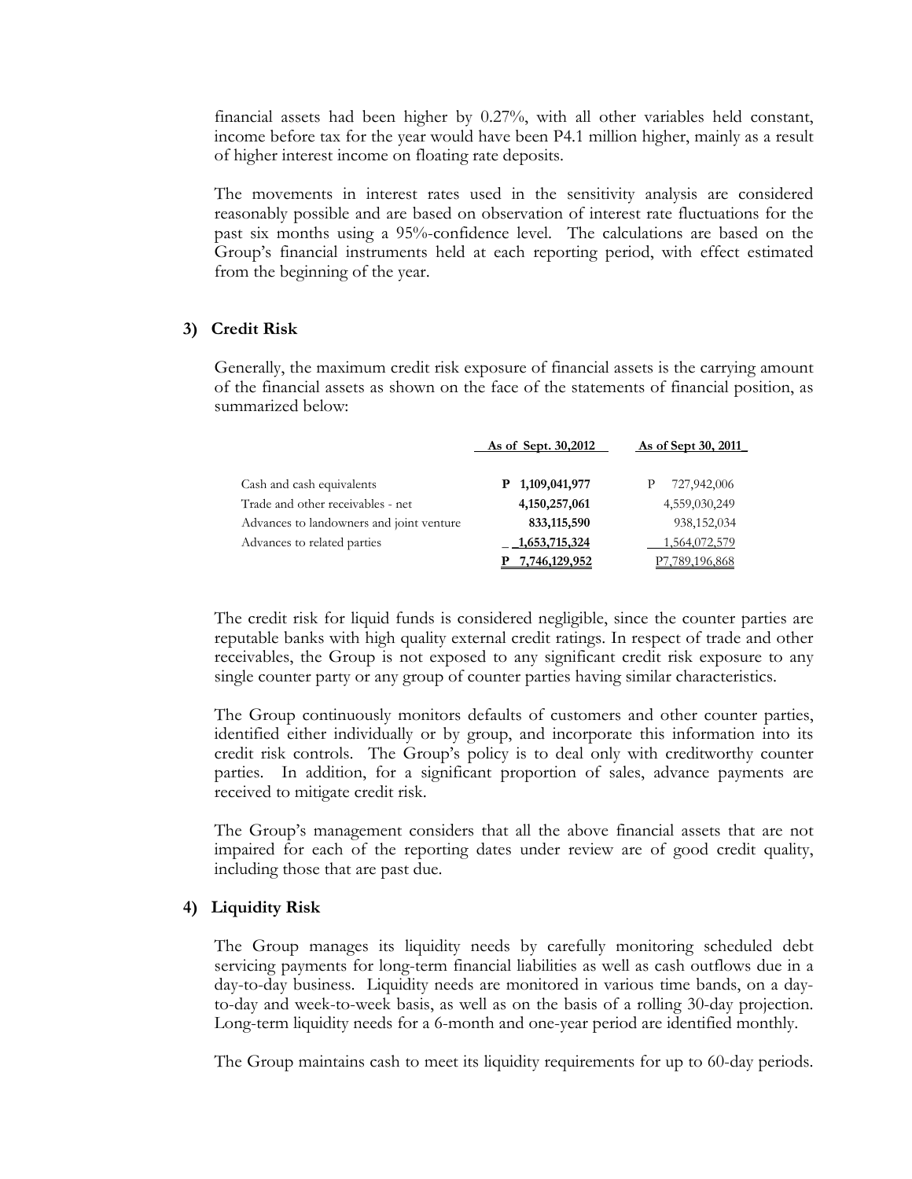financial assets had been higher by 0.27%, with all other variables held constant, income before tax for the year would have been P4.1 million higher, mainly as a result of higher interest income on floating rate deposits.

The movements in interest rates used in the sensitivity analysis are considered reasonably possible and are based on observation of interest rate fluctuations for the past six months using a 95%-confidence level. The calculations are based on the Group's financial instruments held at each reporting period, with effect estimated from the beginning of the year.

### 3) Credit Risk

Generally, the maximum credit risk exposure of financial assets is the carrying amount of the financial assets as shown on the face of the statements of financial position, as summarized below:

| | As of Sept. 30,2012 | As of Sept 30, 2011 |
|---|---|---|
| Cash and cash equivalents | **P 1,109,041,977** | P 727,942,006 |
| Trade and other receivables - net | **4,150,257,061** | 4,559,030,249 |
| Advances to landowners and joint venture | **833,115,590** | 938,152,034 |
| Advances to related parties | **1,653,715,324** | 1,564,072,579 |
| | **P 7,746,129,952** | P7,789,196,868 |

The credit risk for liquid funds is considered negligible, since the counter parties are reputable banks with high quality external credit ratings. In respect of trade and other receivables, the Group is not exposed to any significant credit risk exposure to any single counter party or any group of counter parties having similar characteristics.

The Group continuously monitors defaults of customers and other counter parties, identified either individually or by group, and incorporate this information into its credit risk controls. The Group's policy is to deal only with creditworthy counter parties. In addition, for a significant proportion of sales, advance payments are received to mitigate credit risk.

The Group's management considers that all the above financial assets that are not impaired for each of the reporting dates under review are of good credit quality, including those that are past due.

### 4) Liquidity Risk

The Group manages its liquidity needs by carefully monitoring scheduled debt servicing payments for long-term financial liabilities as well as cash outflows due in a day-to-day business. Liquidity needs are monitored in various time bands, on a day-to-day and week-to-week basis, as well as on the basis of a rolling 30-day projection. Long-term liquidity needs for a 6-month and one-year period are identified monthly.

The Group maintains cash to meet its liquidity requirements for up to 60-day periods.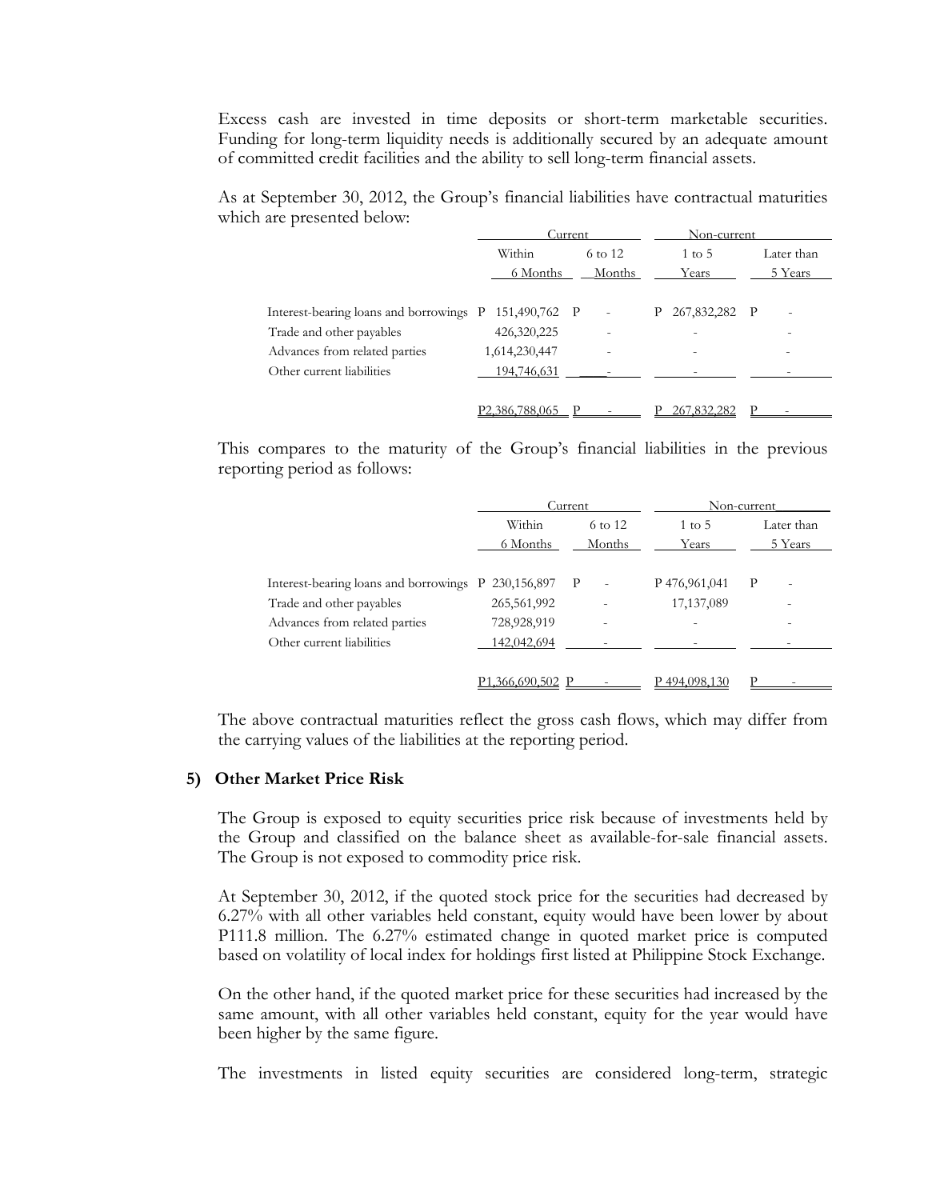Excess cash are invested in time deposits or short-term marketable securities. Funding for long-term liquidity needs is additionally secured by an adequate amount of committed credit facilities and the ability to sell long-term financial assets.

As at September 30, 2012, the Group's financial liabilities have contractual maturities which are presented below:

| | Current | | Non-current | |
|---|---|---|---|---|
| | Within 6 Months | 6 to 12 Months | 1 to 5 Years | Later than 5 Years |
| Interest-bearing loans and borrowings | P 151,490,762 | P - | P 267,832,282 | P - |
| Trade and other payables | 426,320,225 | - | - | - |
| Advances from related parties | 1,614,230,447 | - | - | - |
| Other current liabilities | 194,746,631 | - | - | - |
| | P2,386,788,065 | P - | P 267,832,282 | P - |

This compares to the maturity of the Group's financial liabilities in the previous reporting period as follows:

| | Current | | Non-current | |
|---|---|---|---|---|
| | Within 6 Months | 6 to 12 Months | 1 to 5 Years | Later than 5 Years |
| Interest-bearing loans and borrowings | P 230,156,897 | P - | P 476,961,041 | P - |
| Trade and other payables | 265,561,992 | - | 17,137,089 | - |
| Advances from related parties | 728,928,919 | - | - | - |
| Other current liabilities | 142,042,694 | - | - | - |
| | P1,366,690,502 | P - | P 494,098,130 | P - |

The above contractual maturities reflect the gross cash flows, which may differ from the carrying values of the liabilities at the reporting period.

### 5) Other Market Price Risk

The Group is exposed to equity securities price risk because of investments held by the Group and classified on the balance sheet as available-for-sale financial assets. The Group is not exposed to commodity price risk.

At September 30, 2012, if the quoted stock price for the securities had decreased by 6.27% with all other variables held constant, equity would have been lower by about P111.8 million. The 6.27% estimated change in quoted market price is computed based on volatility of local index for holdings first listed at Philippine Stock Exchange.

On the other hand, if the quoted market price for these securities had increased by the same amount, with all other variables held constant, equity for the year would have been higher by the same figure.

The investments in listed equity securities are considered long-term, strategic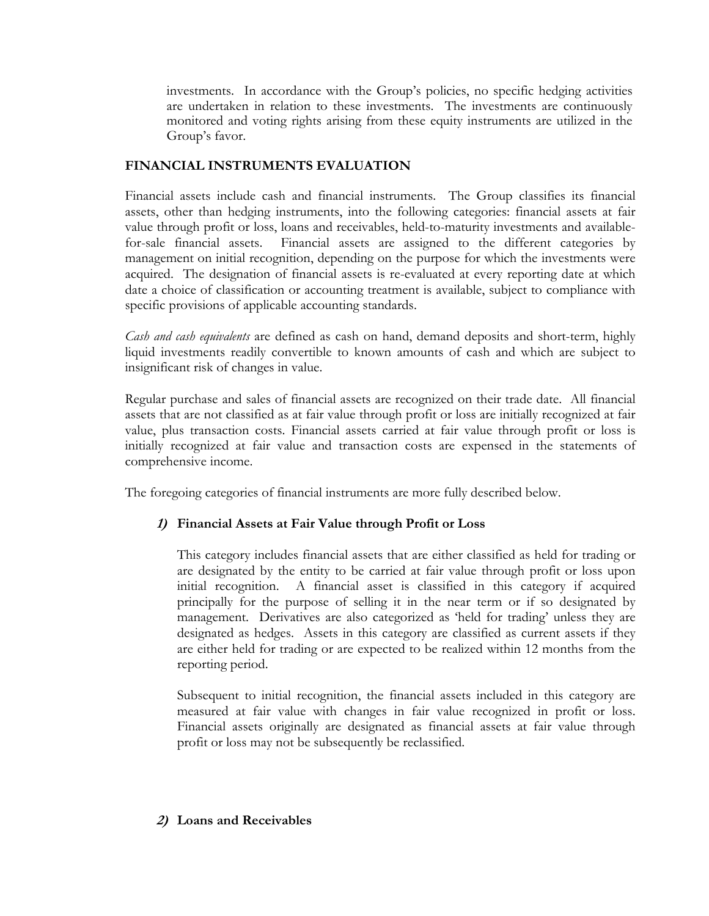investments. In accordance with the Group's policies, no specific hedging activities are undertaken in relation to these investments. The investments are continuously monitored and voting rights arising from these equity instruments are utilized in the Group's favor.

**FINANCIAL INSTRUMENTS EVALUATION**

Financial assets include cash and financial instruments. The Group classifies its financial assets, other than hedging instruments, into the following categories: financial assets at fair value through profit or loss, loans and receivables, held-to-maturity investments and available-for-sale financial assets. Financial assets are assigned to the different categories by management on initial recognition, depending on the purpose for which the investments were acquired. The designation of financial assets is re-evaluated at every reporting date at which date a choice of classification or accounting treatment is available, subject to compliance with specific provisions of applicable accounting standards.

*Cash and cash equivalents* are defined as cash on hand, demand deposits and short-term, highly liquid investments readily convertible to known amounts of cash and which are subject to insignificant risk of changes in value.

Regular purchase and sales of financial assets are recognized on their trade date. All financial assets that are not classified as at fair value through profit or loss are initially recognized at fair value, plus transaction costs. Financial assets carried at fair value through profit or loss is initially recognized at fair value and transaction costs are expensed in the statements of comprehensive income.

The foregoing categories of financial instruments are more fully described below.

***1)*** **Financial Assets at Fair Value through Profit or Loss**

This category includes financial assets that are either classified as held for trading or are designated by the entity to be carried at fair value through profit or loss upon initial recognition. A financial asset is classified in this category if acquired principally for the purpose of selling it in the near term or if so designated by management. Derivatives are also categorized as 'held for trading' unless they are designated as hedges. Assets in this category are classified as current assets if they are either held for trading or are expected to be realized within 12 months from the reporting period.

Subsequent to initial recognition, the financial assets included in this category are measured at fair value with changes in fair value recognized in profit or loss. Financial assets originally are designated as financial assets at fair value through profit or loss may not be subsequently be reclassified.

***2)*** **Loans and Receivables**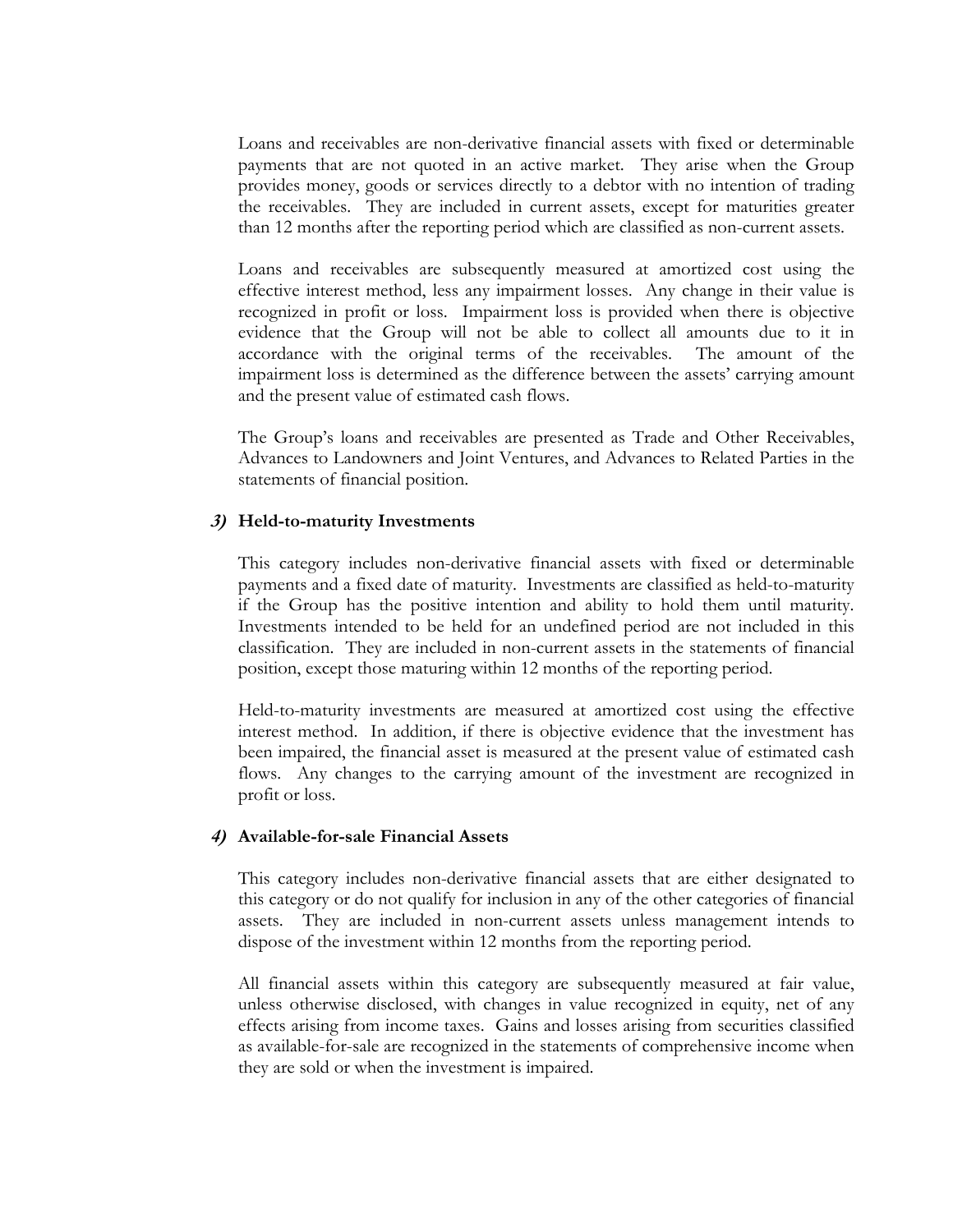Loans and receivables are non-derivative financial assets with fixed or determinable payments that are not quoted in an active market. They arise when the Group provides money, goods or services directly to a debtor with no intention of trading the receivables. They are included in current assets, except for maturities greater than 12 months after the reporting period which are classified as non-current assets.

Loans and receivables are subsequently measured at amortized cost using the effective interest method, less any impairment losses. Any change in their value is recognized in profit or loss. Impairment loss is provided when there is objective evidence that the Group will not be able to collect all amounts due to it in accordance with the original terms of the receivables. The amount of the impairment loss is determined as the difference between the assets' carrying amount and the present value of estimated cash flows.

The Group's loans and receivables are presented as Trade and Other Receivables, Advances to Landowners and Joint Ventures, and Advances to Related Parties in the statements of financial position.

***3)* Held-to-maturity Investments**

This category includes non-derivative financial assets with fixed or determinable payments and a fixed date of maturity. Investments are classified as held-to-maturity if the Group has the positive intention and ability to hold them until maturity. Investments intended to be held for an undefined period are not included in this classification. They are included in non-current assets in the statements of financial position, except those maturing within 12 months of the reporting period.

Held-to-maturity investments are measured at amortized cost using the effective interest method. In addition, if there is objective evidence that the investment has been impaired, the financial asset is measured at the present value of estimated cash flows. Any changes to the carrying amount of the investment are recognized in profit or loss.

***4)* Available-for-sale Financial Assets**

This category includes non-derivative financial assets that are either designated to this category or do not qualify for inclusion in any of the other categories of financial assets. They are included in non-current assets unless management intends to dispose of the investment within 12 months from the reporting period.

All financial assets within this category are subsequently measured at fair value, unless otherwise disclosed, with changes in value recognized in equity, net of any effects arising from income taxes. Gains and losses arising from securities classified as available-for-sale are recognized in the statements of comprehensive income when they are sold or when the investment is impaired.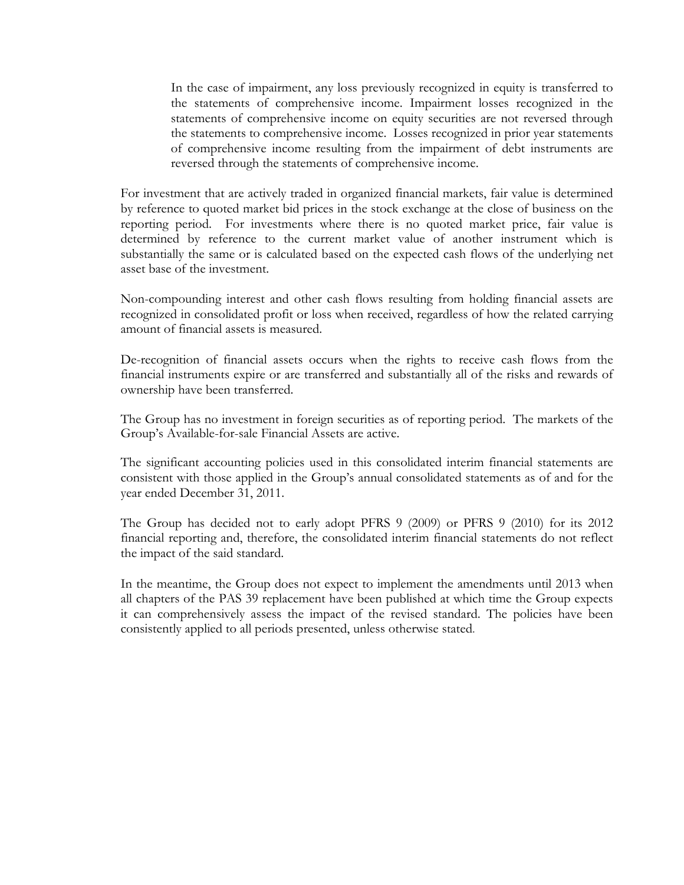In the case of impairment, any loss previously recognized in equity is transferred to the statements of comprehensive income. Impairment losses recognized in the statements of comprehensive income on equity securities are not reversed through the statements to comprehensive income. Losses recognized in prior year statements of comprehensive income resulting from the impairment of debt instruments are reversed through the statements of comprehensive income.

For investment that are actively traded in organized financial markets, fair value is determined by reference to quoted market bid prices in the stock exchange at the close of business on the reporting period. For investments where there is no quoted market price, fair value is determined by reference to the current market value of another instrument which is substantially the same or is calculated based on the expected cash flows of the underlying net asset base of the investment.

Non-compounding interest and other cash flows resulting from holding financial assets are recognized in consolidated profit or loss when received, regardless of how the related carrying amount of financial assets is measured.

De-recognition of financial assets occurs when the rights to receive cash flows from the financial instruments expire or are transferred and substantially all of the risks and rewards of ownership have been transferred.

The Group has no investment in foreign securities as of reporting period. The markets of the Group's Available-for-sale Financial Assets are active.

The significant accounting policies used in this consolidated interim financial statements are consistent with those applied in the Group's annual consolidated statements as of and for the year ended December 31, 2011.

The Group has decided not to early adopt PFRS 9 (2009) or PFRS 9 (2010) for its 2012 financial reporting and, therefore, the consolidated interim financial statements do not reflect the impact of the said standard.

In the meantime, the Group does not expect to implement the amendments until 2013 when all chapters of the PAS 39 replacement have been published at which time the Group expects it can comprehensively assess the impact of the revised standard. The policies have been consistently applied to all periods presented, unless otherwise stated.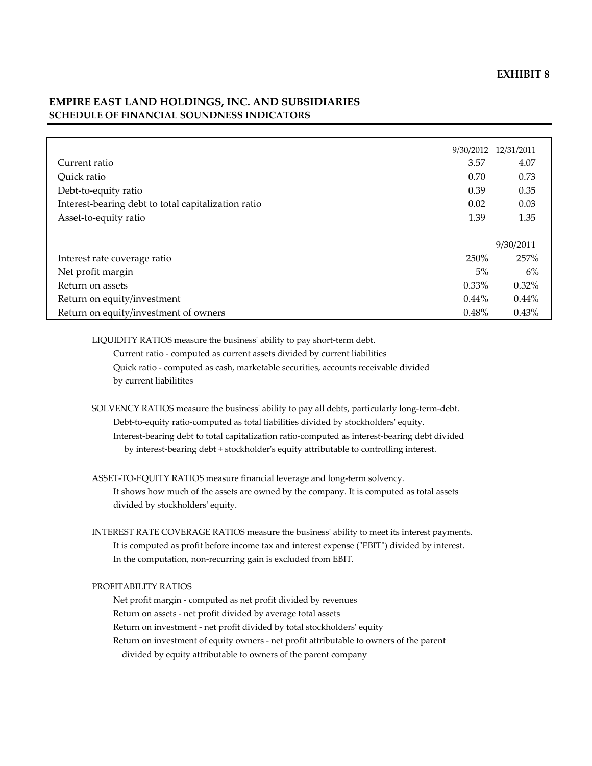**EXHIBIT 8**

## EMPIRE EAST LAND HOLDINGS, INC. AND SUBSIDIARIES
### SCHEDULE OF FINANCIAL SOUNDNESS INDICATORS

| | 9/30/2012 | 12/31/2011 |
|---|---|---|
| Current ratio | 3.57 | 4.07 |
| Quick ratio | 0.70 | 0.73 |
| Debt-to-equity ratio | 0.39 | 0.35 |
| Interest-bearing debt to total capitalization ratio | 0.02 | 0.03 |
| Asset-to-equity ratio | 1.39 | 1.35 |
| | | 9/30/2011 |
| Interest rate coverage ratio | 250% | 257% |
| Net profit margin | 5% | 6% |
| Return on assets | 0.33% | 0.32% |
| Return on equity/investment | 0.44% | 0.44% |
| Return on equity/investment of owners | 0.48% | 0.43% |

LIQUIDITY RATIOS measure the business' ability to pay short-term debt.
- Current ratio - computed as current assets divided by current liabilities
- Quick ratio - computed as cash, marketable securities, accounts receivable divided by current liabilitites

SOLVENCY RATIOS measure the business' ability to pay all debts, particularly long-term-debt.
- Debt-to-equity ratio-computed as total liabilities divided by stockholders' equity.
- Interest-bearing debt to total capitalization ratio-computed as interest-bearing debt divided by interest-bearing debt + stockholder's equity attributable to controlling interest.

ASSET-TO-EQUITY RATIOS measure financial leverage and long-term solvency.
It shows how much of the assets are owned by the company. It is computed as total assets divided by stockholders' equity.

INTEREST RATE COVERAGE RATIOS measure the business' ability to meet its interest payments.
It is computed as profit before income tax and interest expense ("EBIT") divided by interest.
In the computation, non-recurring gain is excluded from EBIT.

PROFITABILITY RATIOS
- Net profit margin - computed as net profit divided by revenues
- Return on assets - net profit divided by average total assets
- Return on investment - net profit divided by total stockholders' equity
- Return on investment of equity owners - net profit attributable to owners of the parent divided by equity attributable to owners of the parent company